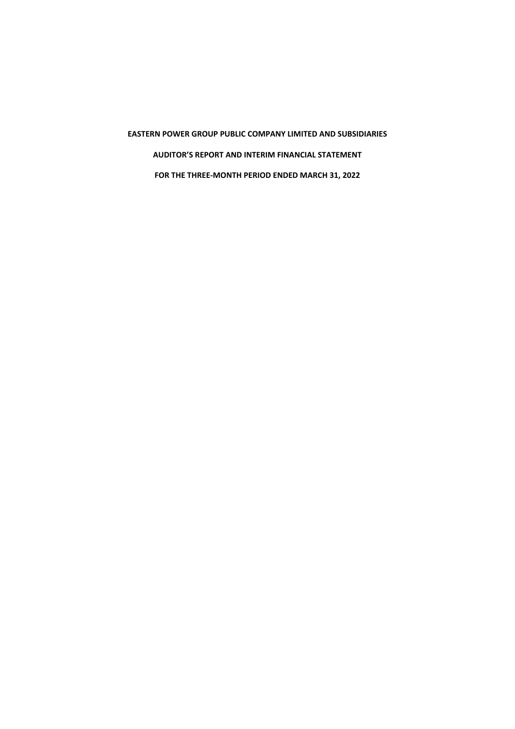**EASTERN POWER GROUP PUBLIC COMPANY LIMITED AND SUBSIDIARIES**

**AUDITOR'S REPORT AND INTERIM FINANCIAL STATEMENT**

**FOR THE THREE-MONTH PERIOD ENDED MARCH 31, 2022**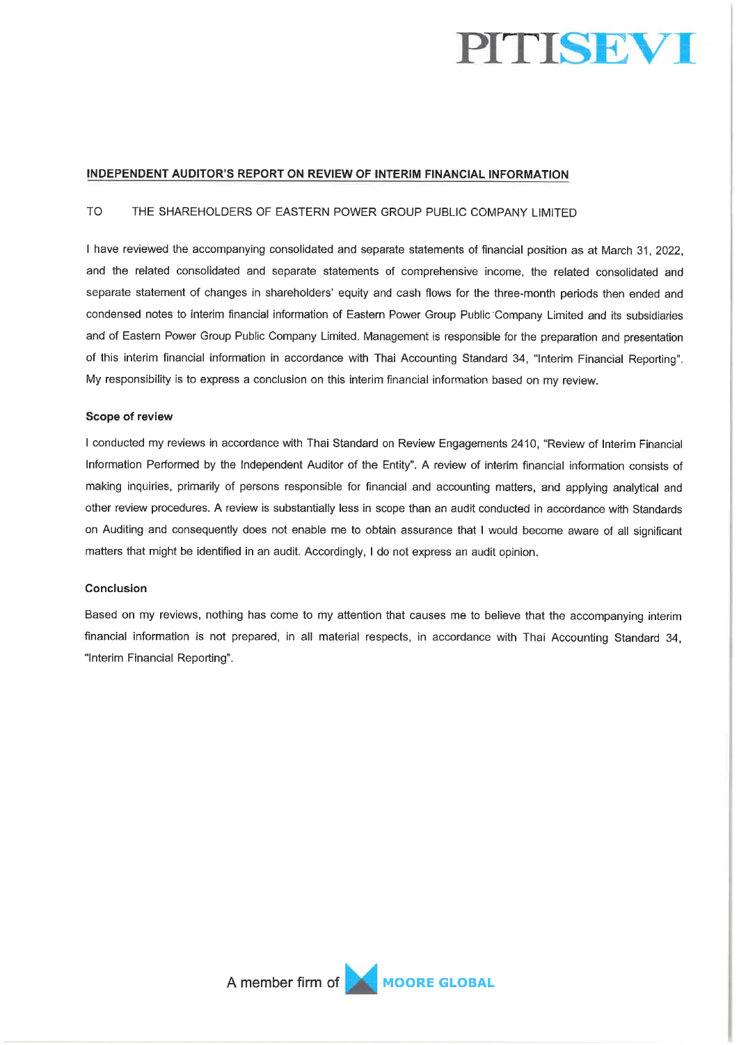## INDEPENDENT AUDITOR'S REPORT ON REVIEW OF INTERIM FINANCIAL INFORMATION

TO THE SHAREHOLDERS OF EASTERN POWER GROUP PUBLIC COMPANY LIMITED

I have reviewed the accompanying consolidated and separate statements of financial position as at March 31, 2022, and the related consolidated and separate statements of comprehensive income, the related consolidated and separate statement of changes in shareholders' equity and cash flows for the three-month periods then ended and condensed notes to interim financial information of Eastern Power Group Public Company Limited and its subsidiaries and of Eastern Power Group Public Company Limited. Management is responsible for the preparation and presentation of this interim financial information in accordance with Thai Accounting Standard 34, "Interim Financial Reporting". My responsibility is to express a conclusion on this interim financial information based on my review.

### Scope of review

I conducted my reviews in accordance with Thai Standard on Review Engagements 2410, "Review of Interim Financial Information Performed by the Independent Auditor of the Entity". A review of interim financial information consists of making inquiries, primarily of persons responsible for financial and accounting matters, and applying analytical and other review procedures. A review is substantially less in scope than an audit conducted in accordance with Standards on Auditing and consequently does not enable me to obtain assurance that I would become aware of all significant matters that might be identified in an audit. Accordingly, I do not express an audit opinion.

### Conclusion

Based on my reviews, nothing has come to my attention that causes me to believe that the accompanying interim financial information is not prepared, in all material respects, in accordance with Thai Accounting Standard 34, "Interim Financial Reporting".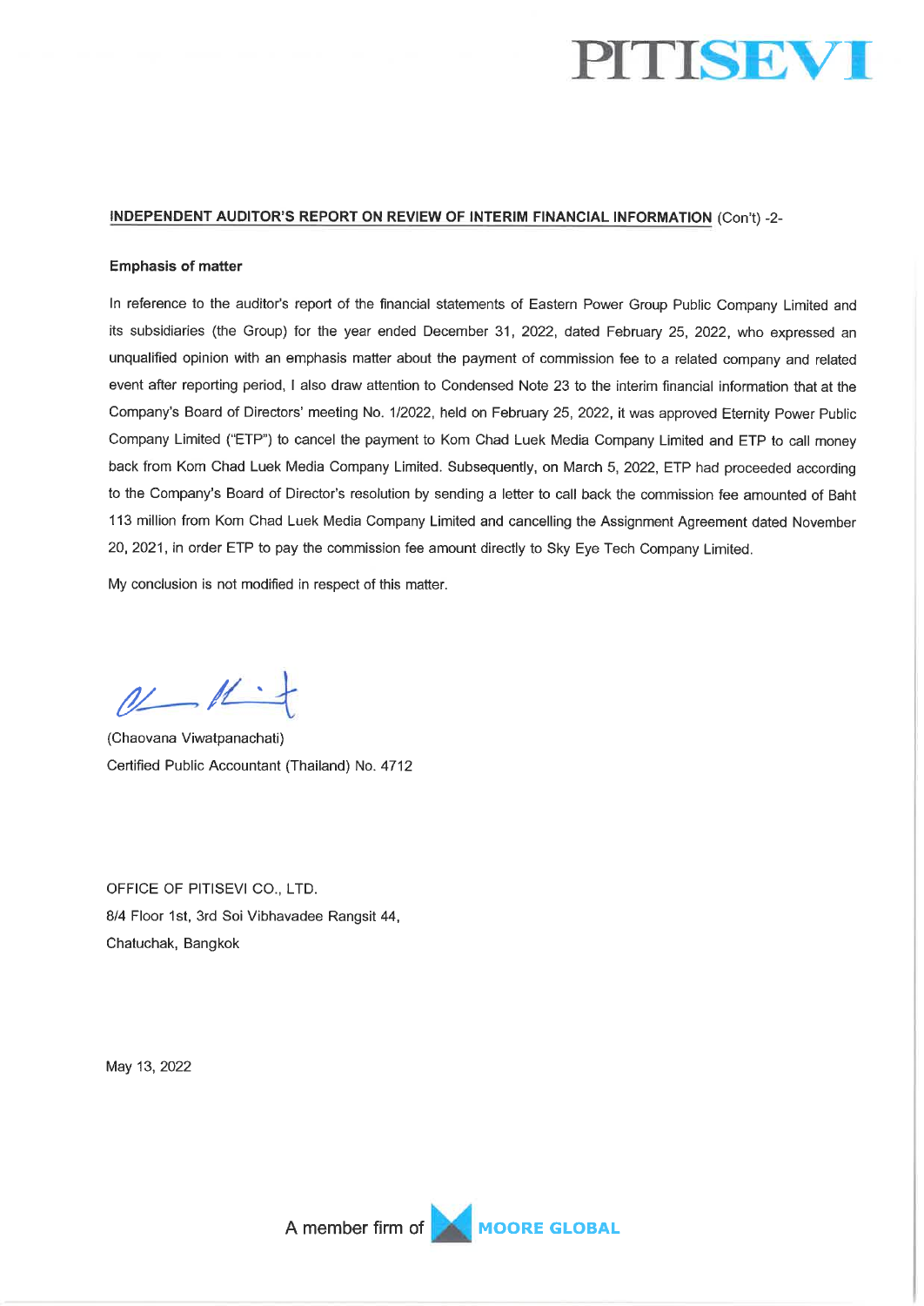**INDEPENDENT AUDITOR'S REPORT ON REVIEW OF INTERIM FINANCIAL INFORMATION** (Con't) -2-

**Emphasis of matter**

In reference to the auditor's report of the financial statements of Eastern Power Group Public Company Limited and its subsidiaries (the Group) for the year ended December 31, 2022, dated February 25, 2022, who expressed an unqualified opinion with an emphasis matter about the payment of commission fee to a related company and related event after reporting period, I also draw attention to Condensed Note 23 to the interim financial information that at the Company's Board of Directors' meeting No. 1/2022, held on February 25, 2022, it was approved Eternity Power Public Company Limited ("ETP") to cancel the payment to Kom Chad Luek Media Company Limited and ETP to call money back from Kom Chad Luek Media Company Limited. Subsequently, on March 5, 2022, ETP had proceeded according to the Company's Board of Director's resolution by sending a letter to call back the commission fee amounted of Baht 113 million from Kom Chad Luek Media Company Limited and cancelling the Assignment Agreement dated November 20, 2021, in order ETP to pay the commission fee amount directly to Sky Eye Tech Company Limited.

My conclusion is not modified in respect of this matter.

(Chaovana Viwatpanachati)
Certified Public Accountant (Thailand) No. 4712

OFFICE OF PITISEVI CO., LTD.
8/4 Floor 1st, 3rd Soi Vibhavadee Rangsit 44,
Chatuchak, Bangkok

May 13, 2022

A member firm of MOORE GLOBAL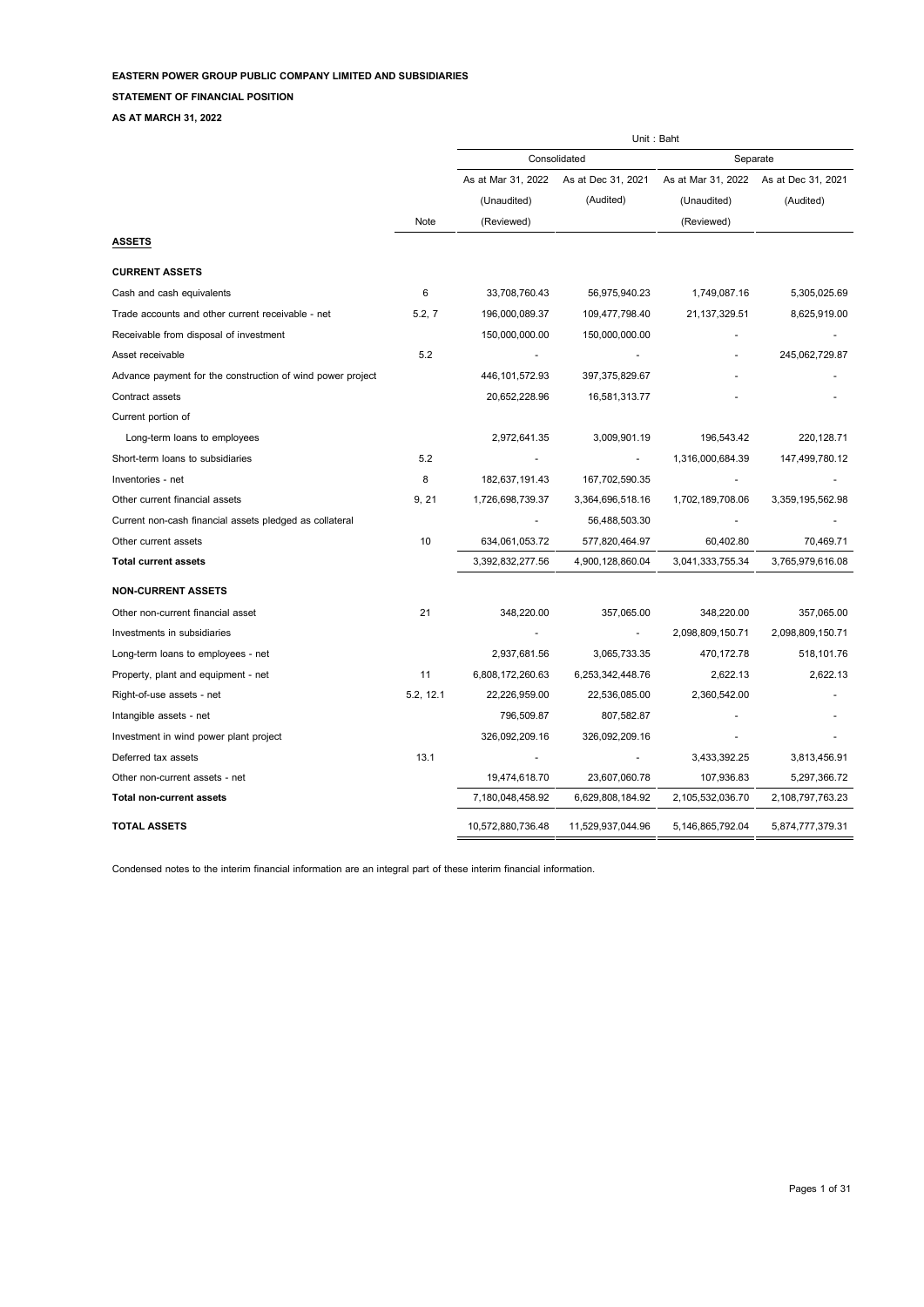**EASTERN POWER GROUP PUBLIC COMPANY LIMITED AND SUBSIDIARIES**

**STATEMENT OF FINANCIAL POSITION**

**AS AT MARCH 31, 2022**

| | | Unit : Baht | | | |
|---|---|---|---|---|---|
| | | Consolidated | | Separate | |
| | | As at Mar 31, 2022 | As at Dec 31, 2021 | As at Mar 31, 2022 | As at Dec 31, 2021 |
| | | (Unaudited) | (Audited) | (Unaudited) | (Audited) |
| | Note | (Reviewed) | | (Reviewed) | |
| **ASSETS** | | | | | |
| **CURRENT ASSETS** | | | | | |
| Cash and cash equivalents | 6 | 33,708,760.43 | 56,975,940.23 | 1,749,087.16 | 5,305,025.69 |
| Trade accounts and other current receivable - net | 5.2, 7 | 196,000,089.37 | 109,477,798.40 | 21,137,329.51 | 8,625,919.00 |
| Receivable from disposal of investment | | 150,000,000.00 | 150,000,000.00 | - | - |
| Asset receivable | 5.2 | - | - | - | 245,062,729.87 |
| Advance payment for the construction of wind power project | | 446,101,572.93 | 397,375,829.67 | - | - |
| Contract assets | | 20,652,228.96 | 16,581,313.77 | - | - |
| Current portion of | | | | | |
| Long-term loans to employees | | 2,972,641.35 | 3,009,901.19 | 196,543.42 | 220,128.71 |
| Short-term loans to subsidiaries | 5.2 | - | - | 1,316,000,684.39 | 147,499,780.12 |
| Inventories - net | 8 | 182,637,191.43 | 167,702,590.35 | - | - |
| Other current financial assets | 9, 21 | 1,726,698,739.37 | 3,364,696,518.16 | 1,702,189,708.06 | 3,359,195,562.98 |
| Current non-cash financial assets pledged as collateral | | - | 56,488,503.30 | - | - |
| Other current assets | 10 | 634,061,053.72 | 577,820,464.97 | 60,402.80 | 70,469.71 |
| **Total current assets** | | 3,392,832,277.56 | 4,900,128,860.04 | 3,041,333,755.34 | 3,765,979,616.08 |
| **NON-CURRENT ASSETS** | | | | | |
| Other non-current financial asset | 21 | 348,220.00 | 357,065.00 | 348,220.00 | 357,065.00 |
| Investments in subsidiaries | | - | - | 2,098,809,150.71 | 2,098,809,150.71 |
| Long-term loans to employees - net | | 2,937,681.56 | 3,065,733.35 | 470,172.78 | 518,101.76 |
| Property, plant and equipment - net | 11 | 6,808,172,260.63 | 6,253,342,448.76 | 2,622.13 | 2,622.13 |
| Right-of-use assets - net | 5.2, 12.1 | 22,226,959.00 | 22,536,085.00 | 2,360,542.00 | - |
| Intangible assets - net | | 796,509.87 | 807,582.87 | - | - |
| Investment in wind power plant project | | 326,092,209.16 | 326,092,209.16 | - | - |
| Deferred tax assets | 13.1 | - | - | 3,433,392.25 | 3,813,456.91 |
| Other non-current assets - net | | 19,474,618.70 | 23,607,060.78 | 107,936.83 | 5,297,366.72 |
| **Total non-current assets** | | 7,180,048,458.92 | 6,629,808,184.92 | 2,105,532,036.70 | 2,108,797,763.23 |
| **TOTAL ASSETS** | | 10,572,880,736.48 | 11,529,937,044.96 | 5,146,865,792.04 | 5,874,777,379.31 |

Condensed notes to the interim financial information are an integral part of these interim financial information.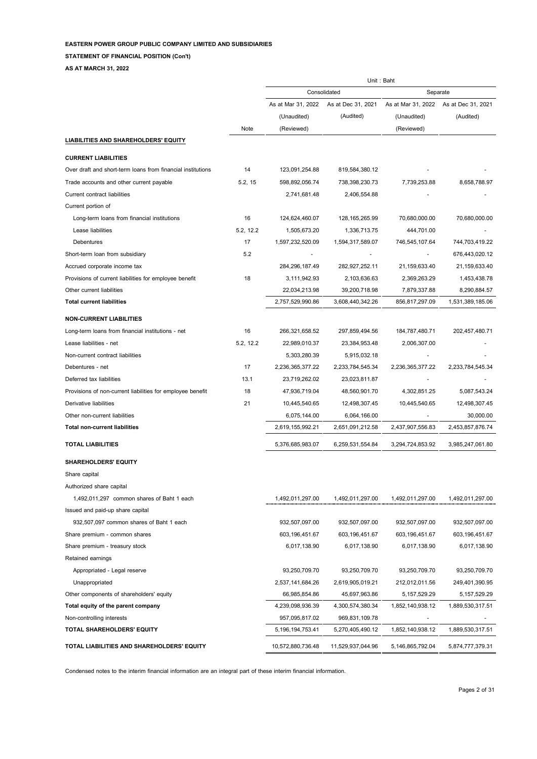**EASTERN POWER GROUP PUBLIC COMPANY LIMITED AND SUBSIDIARIES**

**STATEMENT OF FINANCIAL POSITION (Con't)**

**AS AT MARCH 31, 2022**

| | | Unit : Baht | | | |
|---|---|---|---|---|---|
| | | Consolidated | | Separate | |
| | Note | As at Mar 31, 2022 (Unaudited) (Reviewed) | As at Dec 31, 2021 (Audited) | As at Mar 31, 2022 (Unaudited) (Reviewed) | As at Dec 31, 2021 (Audited) |
| **LIABILITIES AND SHAREHOLDERS' EQUITY** | | | | | |
| **CURRENT LIABILITIES** | | | | | |
| Over draft and short-term loans from financial institutions | 14 | 123,091,254.88 | 819,584,380.12 | - | - |
| Trade accounts and other current payable | 5.2, 15 | 598,892,056.74 | 738,398,230.73 | 7,739,253.88 | 8,658,788.97 |
| Current contract liabilities | | 2,741,681.48 | 2,406,554.88 | - | - |
| Current portion of | | | | | |
| Long-term loans from financial institutions | 16 | 124,624,460.07 | 128,165,265.99 | 70,680,000.00 | 70,680,000.00 |
| Lease liabilities | 5.2, 12.2 | 1,505,673.20 | 1,336,713.75 | 444,701.00 | - |
| Debentures | 17 | 1,597,232,520.09 | 1,594,317,589.07 | 746,545,107.64 | 744,703,419.22 |
| Short-term loan from subsidiary | 5.2 | - | - | - | 676,443,020.12 |
| Accrued corporate income tax | | 284,296,187.49 | 282,927,252.11 | 21,159,633.40 | 21,159,633.40 |
| Provisions of current liabilities for employee benefit | 18 | 3,111,942.93 | 2,103,636.63 | 2,369,263.29 | 1,453,438.78 |
| Other current liabilities | | 22,034,213.98 | 39,200,718.98 | 7,879,337.88 | 8,290,884.57 |
| **Total current liabilities** | | 2,757,529,990.86 | 3,608,440,342.26 | 856,817,297.09 | 1,531,389,185.06 |
| **NON-CURRENT LIABILITIES** | | | | | |
| Long-term loans from financial institutions - net | 16 | 266,321,658.52 | 297,859,494.56 | 184,787,480.71 | 202,457,480.71 |
| Lease liabilities - net | 5.2, 12.2 | 22,989,010.37 | 23,384,953.48 | 2,006,307.00 | - |
| Non-current contract liabilities | | 5,303,280.39 | 5,915,032.18 | - | - |
| Debentures - net | 17 | 2,236,365,377.22 | 2,233,784,545.34 | 2,236,365,377.22 | 2,233,784,545.34 |
| Deferred tax liabilities | 13.1 | 23,719,262.02 | 23,023,811.87 | - | - |
| Provisions of non-current liabilities for employee benefit | 18 | 47,936,719.04 | 48,560,901.70 | 4,302,851.25 | 5,087,543.24 |
| Derivative liabilities | 21 | 10,445,540.65 | 12,498,307.45 | 10,445,540.65 | 12,498,307.45 |
| Other non-current liabilities | | 6,075,144.00 | 6,064,166.00 | - | 30,000.00 |
| **Total non-current liabilities** | | 2,619,155,992.21 | 2,651,091,212.58 | 2,437,907,556.83 | 2,453,857,876.74 |
| **TOTAL LIABILITIES** | | 5,376,685,983.07 | 6,259,531,554.84 | 3,294,724,853.92 | 3,985,247,061.80 |
| **SHAREHOLDERS' EQUITY** | | | | | |
| Share capital | | | | | |
| Authorized share capital | | | | | |
| 1,492,011,297 common shares of Baht 1 each | | 1,492,011,297.00 | 1,492,011,297.00 | 1,492,011,297.00 | 1,492,011,297.00 |
| Issued and paid-up share capital | | | | | |
| 932,507,097 common shares of Baht 1 each | | 932,507,097.00 | 932,507,097.00 | 932,507,097.00 | 932,507,097.00 |
| Share premium - common shares | | 603,196,451.67 | 603,196,451.67 | 603,196,451.67 | 603,196,451.67 |
| Share premium - treasury stock | | 6,017,138.90 | 6,017,138.90 | 6,017,138.90 | 6,017,138.90 |
| Retained earnings | | | | | |
| Appropriated - Legal reserve | | 93,250,709.70 | 93,250,709.70 | 93,250,709.70 | 93,250,709.70 |
| Unappropriated | | 2,537,141,684.26 | 2,619,905,019.21 | 212,012,011.56 | 249,401,390.95 |
| Other components of shareholders' equity | | 66,985,854.86 | 45,697,963.86 | 5,157,529.29 | 5,157,529.29 |
| **Total equity of the parent company** | | 4,239,098,936.39 | 4,300,574,380.34 | 1,852,140,938.12 | 1,889,530,317.51 |
| Non-controlling interests | | 957,095,817.02 | 969,831,109.78 | - | - |
| **TOTAL SHAREHOLDERS' EQUITY** | | 5,196,194,753.41 | 5,270,405,490.12 | 1,852,140,938.12 | 1,889,530,317.51 |
| **TOTAL LIABILITIES AND SHAREHOLDERS' EQUITY** | | 10,572,880,736.48 | 11,529,937,044.96 | 5,146,865,792.04 | 5,874,777,379.31 |

Condensed notes to the interim financial information are an integral part of these interim financial information.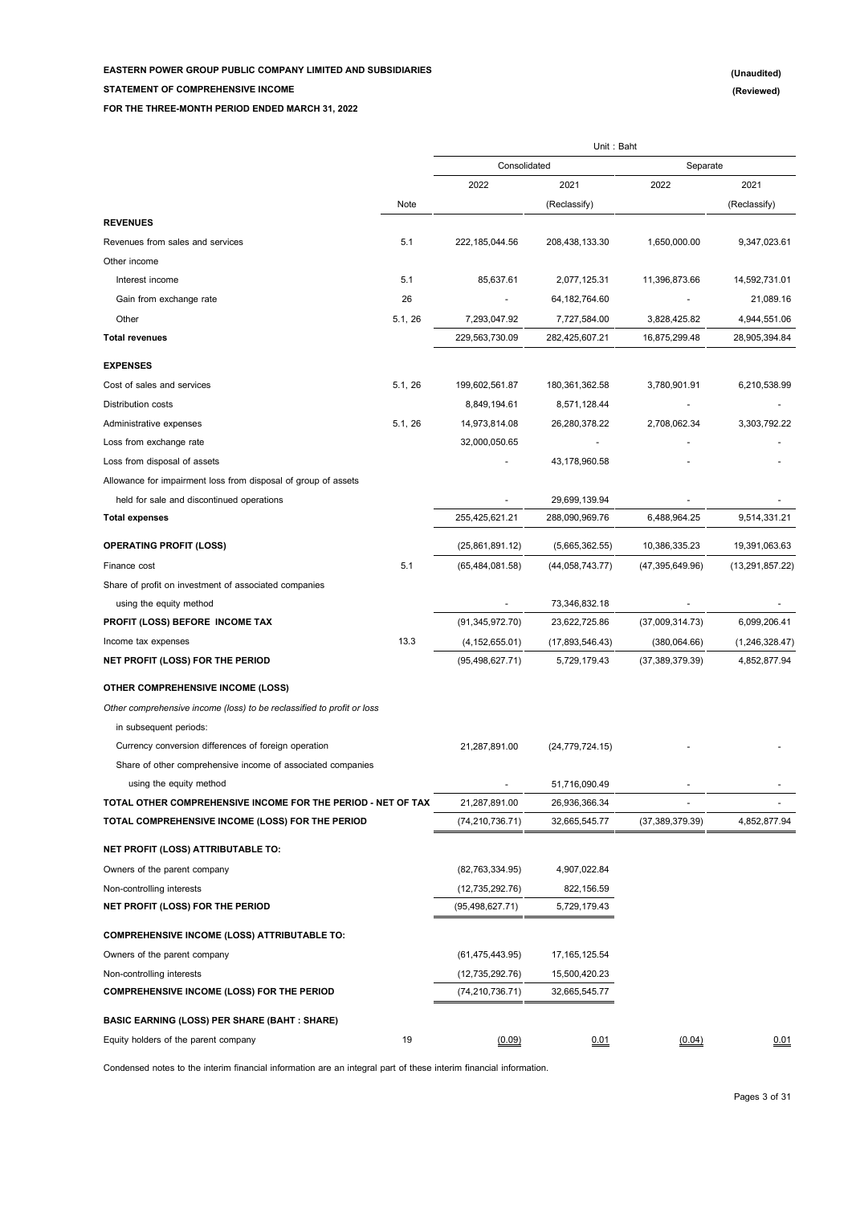**EASTERN POWER GROUP PUBLIC COMPANY LIMITED AND SUBSIDIARIES** **(Unaudited)**

**STATEMENT OF COMPREHENSIVE INCOME** **(Reviewed)**

**FOR THE THREE-MONTH PERIOD ENDED MARCH 31, 2022**

| | | Unit : Baht | | | |
|---|---|---|---|---|---|
| | | Consolidated | | Separate | |
| | | 2022 | 2021 | 2022 | 2021 |
| | Note | | (Reclassify) | | (Reclassify) |
| **REVENUES** | | | | | |
| Revenues from sales and services | 5.1 | 222,185,044.56 | 208,438,133.30 | 1,650,000.00 | 9,347,023.61 |
| Other income | | | | | |
| Interest income | 5.1 | 85,637.61 | 2,077,125.31 | 11,396,873.66 | 14,592,731.01 |
| Gain from exchange rate | 26 | - | 64,182,764.60 | - | 21,089.16 |
| Other | 5.1, 26 | 7,293,047.92 | 7,727,584.00 | 3,828,425.82 | 4,944,551.06 |
| **Total revenues** | | 229,563,730.09 | 282,425,607.21 | 16,875,299.48 | 28,905,394.84 |
| **EXPENSES** | | | | | |
| Cost of sales and services | 5.1, 26 | 199,602,561.87 | 180,361,362.58 | 3,780,901.91 | 6,210,538.99 |
| Distribution costs | | 8,849,194.61 | 8,571,128.44 | - | - |
| Administrative expenses | 5.1, 26 | 14,973,814.08 | 26,280,378.22 | 2,708,062.34 | 3,303,792.22 |
| Loss from exchange rate | | 32,000,050.65 | - | - | - |
| Loss from disposal of assets | | - | 43,178,960.58 | - | - |
| Allowance for impairment loss from disposal of group of assets held for sale and discontinued operations | | - | 29,699,139.94 | - | - |
| **Total expenses** | | 255,425,621.21 | 288,090,969.76 | 6,488,964.25 | 9,514,331.21 |
| **OPERATING PROFIT (LOSS)** | | (25,861,891.12) | (5,665,362.55) | 10,386,335.23 | 19,391,063.63 |
| Finance cost | 5.1 | (65,484,081.58) | (44,058,743.77) | (47,395,649.96) | (13,291,857.22) |
| Share of profit on investment of associated companies using the equity method | | - | 73,346,832.18 | - | - |
| **PROFIT (LOSS) BEFORE INCOME TAX** | | (91,345,972.70) | 23,622,725.86 | (37,009,314.73) | 6,099,206.41 |
| Income tax expenses | 13.3 | (4,152,655.01) | (17,893,546.43) | (380,064.66) | (1,246,328.47) |
| **NET PROFIT (LOSS) FOR THE PERIOD** | | (95,498,627.71) | 5,729,179.43 | (37,389,379.39) | 4,852,877.94 |
| **OTHER COMPREHENSIVE INCOME (LOSS)** | | | | | |
| *Other comprehensive income (loss) to be reclassified to profit or loss in subsequent periods:* | | | | | |
| Currency conversion differences of foreign operation | | 21,287,891.00 | (24,779,724.15) | - | - |
| Share of other comprehensive income of associated companies using the equity method | | - | 51,716,090.49 | - | - |
| **TOTAL OTHER COMPREHENSIVE INCOME FOR THE PERIOD - NET OF TAX** | | 21,287,891.00 | 26,936,366.34 | - | - |
| **TOTAL COMPREHENSIVE INCOME (LOSS) FOR THE PERIOD** | | (74,210,736.71) | 32,665,545.77 | (37,389,379.39) | 4,852,877.94 |
| **NET PROFIT (LOSS) ATTRIBUTABLE TO:** | | | | | |
| Owners of the parent company | | (82,763,334.95) | 4,907,022.84 | | |
| Non-controlling interests | | (12,735,292.76) | 822,156.59 | | |
| **NET PROFIT (LOSS) FOR THE PERIOD** | | (95,498,627.71) | 5,729,179.43 | | |
| **COMPREHENSIVE INCOME (LOSS) ATTRIBUTABLE TO:** | | | | | |
| Owners of the parent company | | (61,475,443.95) | 17,165,125.54 | | |
| Non-controlling interests | | (12,735,292.76) | 15,500,420.23 | | |
| **COMPREHENSIVE INCOME (LOSS) FOR THE PERIOD** | | (74,210,736.71) | 32,665,545.77 | | |
| **BASIC EARNING (LOSS) PER SHARE (BAHT : SHARE)** | | | | | |
| Equity holders of the parent company | 19 | (0.09) | 0.01 | (0.04) | 0.01 |

Condensed notes to the interim financial information are an integral part of these interim financial information.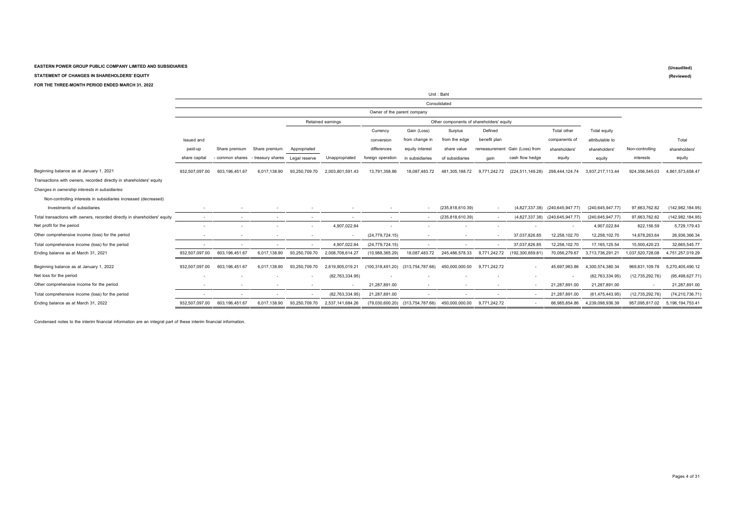**EASTERN POWER GROUP PUBLIC COMPANY LIMITED AND SUBSIDIARIES**

**STATEMENT OF CHANGES IN SHAREHOLDERS' EQUITY**

**FOR THE THREE-MONTH PERIOD ENDED MARCH 31, 2022**

**(Unaudited)**

**(Reviewed)**

Unit : Baht

| | Consolidated | | | | | | | | | | | | | |
|---|---|---|---|---|---|---|---|---|---|---|---|---|---|---|
| | Owner of the parent company | | | | | | | | | | | | | |
| | | | | Retained earnings | | Other components of shareholders' equity | | | | | | | | |
| | Issued and paid-up share capital | Share premium - common shares | Share premium - treasury shares | Appropriated Legal reserve | Unappropriated | Currency conversion differences foreign operation | Gain (Loss) from change in equity interest in subsidiaries | Surplus from the edge share value of subsidiaries | Defined benefit plan remeasurement gain | Gain (Loss) from cash flow hedge | Total other companents of shareholders' equity | Total equity attributable to shareholders' equity | Non-controlling interests | Total shareholders' equity |
| Beginning balance as at January 1, 2021 | 932,507,097.00 | 603,196,451.67 | 6,017,138.90 | 93,250,709.70 | 2,003,801,591.43 | 13,791,358.86 | 18,087,483.72 | 481,305,188.72 | 9,771,242.72 | (224,511,149.28) | 298,444,124.74 | 3,937,217,113.44 | 924,356,545.03 | 4,861,573,658.47 |
| Transactions with owners, recorded directly in shareholders' equity | | | | | | | | | | | | | | |
| *Changes in ownership interests in subsidiaries:* | | | | | | | | | | | | | | |
| Non-controlling interests in subsidiaries increased (decreased) | | | | | | | | | | | | | | |
| Investments of subsidiaries | - | - | - | - | - | - | - | (235,818,610.39) | - | (4,827,337.38) | (240,645,947.77) | (240,645,947.77) | 97,663,762.82 | (142,982,184.95) |
| Total transactions with owners, recorded directly in shareholders' equity | - | - | - | - | - | - | - | (235,818,610.39) | - | (4,827,337.38) | (240,645,947.77) | (240,645,947.77) | 97,663,762.82 | (142,982,184.95) |
| Net profit for the period | - | - | - | - | 4,907,022.84 | - | - | - | - | - | - | 4,907,022.84 | 822,156.59 | 5,729,179.43 |
| Other comprehensive income (loss) for the period | - | - | - | - | - | (24,779,724.15) | - | - | - | 37,037,826.85 | 12,258,102.70 | 12,258,102.70 | 14,678,263.64 | 26,936,366.34 |
| Total comprehensive income (loss) for the period | - | - | - | - | 4,907,022.84 | (24,779,724.15) | - | - | - | 37,037,826.85 | 12,258,102.70 | 17,165,125.54 | 15,500,420.23 | 32,665,545.77 |
| Ending balance as at March 31, 2021 | 932,507,097.00 | 603,196,451.67 | 6,017,138.90 | 93,250,709.70 | 2,008,708,614.27 | (10,988,365.29) | 18,087,483.72 | 245,486,578.33 | 9,771,242.72 | (192,300,659.81) | 70,056,279.67 | 3,713,736,291.21 | 1,037,520,728.08 | 4,751,257,019.29 |
| Beginning balance as at January 1, 2022 | 932,507,097.00 | 603,196,451.67 | 6,017,138.90 | 93,250,709.70 | 2,619,905,019.21 | (100,318,491.20) | (313,754,787.66) | 450,000,000.00 | 9,771,242.72 | - | 45,697,963.86 | 4,300,574,380.34 | 969,831,109.78 | 5,270,405,490.12 |
| Net loss for the period | - | - | - | - | (82,763,334.95) | - | - | - | - | - | - | (82,763,334.95) | (12,735,292.76) | (95,498,627.71) |
| Other comprehensive income for the period | - | - | - | - | - | 21,287,891.00 | - | - | - | - | 21,287,891.00 | 21,287,891.00 | - | 21,287,891.00 |
| Total comprehensive income (loss) for the period | - | - | - | - | (82,763,334.95) | 21,287,891.00 | - | - | - | - | 21,287,891.00 | (61,475,443.95) | (12,735,292.76) | (74,210,736.71) |
| Ending balance as at March 31, 2022 | 932,507,097.00 | 603,196,451.67 | 6,017,138.90 | 93,250,709.70 | 2,537,141,684.26 | (79,030,600.20) | (313,754,787.66) | 450,000,000.00 | 9,771,242.72 | - | 66,985,854.86 | 4,239,098,936.39 | 957,095,817.02 | 5,196,194,753.41 |

Condensed notes to the interim financial information are an integral part of these interim financial information.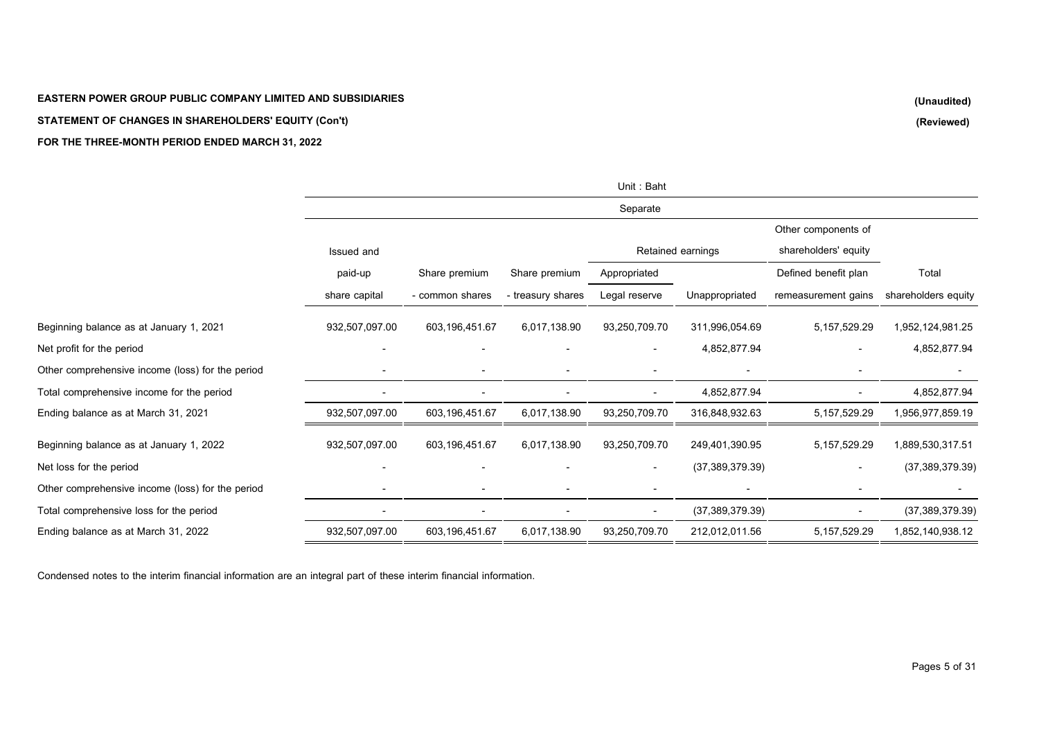**EASTERN POWER GROUP PUBLIC COMPANY LIMITED AND SUBSIDIARIES** **(Unaudited)**

**STATEMENT OF CHANGES IN SHAREHOLDERS' EQUITY (Con't)** **(Reviewed)**

**FOR THE THREE-MONTH PERIOD ENDED MARCH 31, 2022**

Unit : Baht

| | Separate | | | | | | |
|---|---|---|---|---|---|---|---|
| | | | | Retained earnings | | Other components of shareholders' equity | |
| | Issued and paid-up share capital | Share premium - common shares | Share premium - treasury shares | Appropriated Legal reserve | Unappropriated | Defined benefit plan remeasurement gains | Total shareholders equity |
| Beginning balance as at January 1, 2021 | 932,507,097.00 | 603,196,451.67 | 6,017,138.90 | 93,250,709.70 | 311,996,054.69 | 5,157,529.29 | 1,952,124,981.25 |
| Net profit for the period | - | - | - | - | 4,852,877.94 | - | 4,852,877.94 |
| Other comprehensive income (loss) for the period | - | - | - | - | - | - | - |
| Total comprehensive income for the period | - | - | - | - | 4,852,877.94 | - | 4,852,877.94 |
| Ending balance as at March 31, 2021 | 932,507,097.00 | 603,196,451.67 | 6,017,138.90 | 93,250,709.70 | 316,848,932.63 | 5,157,529.29 | 1,956,977,859.19 |
| Beginning balance as at January 1, 2022 | 932,507,097.00 | 603,196,451.67 | 6,017,138.90 | 93,250,709.70 | 249,401,390.95 | 5,157,529.29 | 1,889,530,317.51 |
| Net loss for the period | - | - | - | - | (37,389,379.39) | - | (37,389,379.39) |
| Other comprehensive income (loss) for the period | - | - | - | - | - | - | - |
| Total comprehensive loss for the period | - | - | - | - | (37,389,379.39) | - | (37,389,379.39) |
| Ending balance as at March 31, 2022 | 932,507,097.00 | 603,196,451.67 | 6,017,138.90 | 93,250,709.70 | 212,012,011.56 | 5,157,529.29 | 1,852,140,938.12 |

Condensed notes to the interim financial information are an integral part of these interim financial information.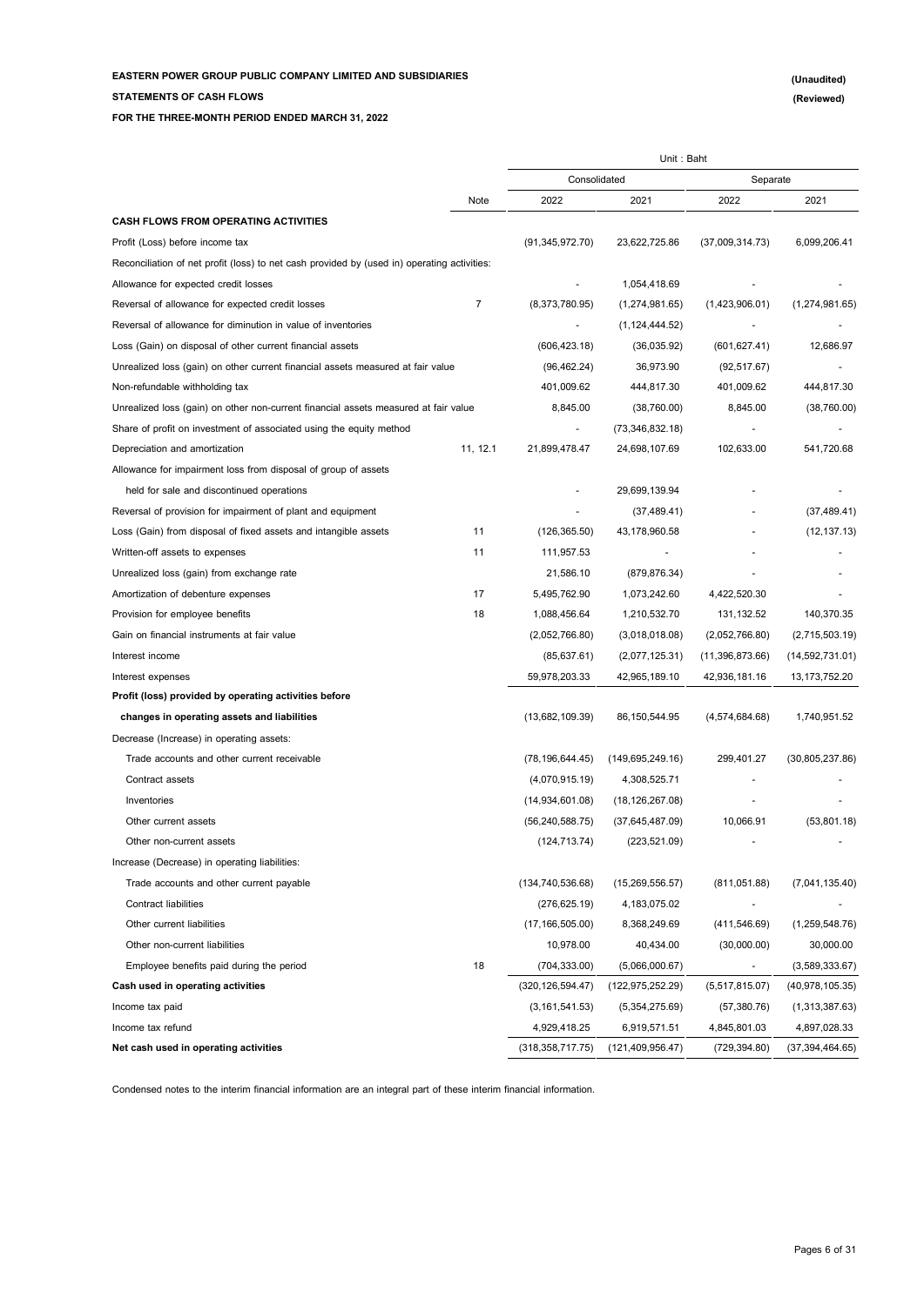**EASTERN POWER GROUP PUBLIC COMPANY LIMITED AND SUBSIDIARIES**

**STATEMENTS OF CASH FLOWS**

**FOR THE THREE-MONTH PERIOD ENDED MARCH 31, 2022**

**(Unaudited)**
**(Reviewed)**

Unit : Baht

| | Note | Consolidated | | Separate | |
|---|---|---|---|---|---|
| | | 2022 | 2021 | 2022 | 2021 |
| **CASH FLOWS FROM OPERATING ACTIVITIES** | | | | | |
| Profit (Loss) before income tax | | (91,345,972.70) | 23,622,725.86 | (37,009,314.73) | 6,099,206.41 |
| Reconciliation of net profit (loss) to net cash provided by (used in) operating activities: | | | | | |
| Allowance for expected credit losses | | - | 1,054,418.69 | - | - |
| Reversal of allowance for expected credit losses | 7 | (8,373,780.95) | (1,274,981.65) | (1,423,906.01) | (1,274,981.65) |
| Reversal of allowance for diminution in value of inventories | | - | (1,124,444.52) | - | - |
| Loss (Gain) on disposal of other current financial assets | | (606,423.18) | (36,035.92) | (601,627.41) | 12,686.97 |
| Unrealized loss (gain) on other current financial assets measured at fair value | | (96,462.24) | 36,973.90 | (92,517.67) | - |
| Non-refundable withholding tax | | 401,009.62 | 444,817.30 | 401,009.62 | 444,817.30 |
| Unrealized loss (gain) on other non-current financial assets measured at fair value | | 8,845.00 | (38,760.00) | 8,845.00 | (38,760.00) |
| Share of profit on investment of associated using the equity method | | - | (73,346,832.18) | - | - |
| Depreciation and amortization | 11, 12.1 | 21,899,478.47 | 24,698,107.69 | 102,633.00 | 541,720.68 |
| Allowance for impairment loss from disposal of group of assets | | | | | |
| held for sale and discontinued operations | | - | 29,699,139.94 | - | - |
| Reversal of provision for impairment of plant and equipment | | - | (37,489.41) | - | (37,489.41) |
| Loss (Gain) from disposal of fixed assets and intangible assets | 11 | (126,365.50) | 43,178,960.58 | - | (12,137.13) |
| Written-off assets to expenses | 11 | 111,957.53 | - | - | - |
| Unrealized loss (gain) from exchange rate | | 21,586.10 | (879,876.34) | - | - |
| Amortization of debenture expenses | 17 | 5,495,762.90 | 1,073,242.60 | 4,422,520.30 | - |
| Provision for employee benefits | 18 | 1,088,456.64 | 1,210,532.70 | 131,132.52 | 140,370.35 |
| Gain on financial instruments at fair value | | (2,052,766.80) | (3,018,018.08) | (2,052,766.80) | (2,715,503.19) |
| Interest income | | (85,637.61) | (2,077,125.31) | (11,396,873.66) | (14,592,731.01) |
| Interest expenses | | 59,978,203.33 | 42,965,189.10 | 42,936,181.16 | 13,173,752.20 |
| **Profit (loss) provided by operating activities before** | | | | | |
| **changes in operating assets and liabilities** | | (13,682,109.39) | 86,150,544.95 | (4,574,684.68) | 1,740,951.52 |
| Decrease (Increase) in operating assets: | | | | | |
| Trade accounts and other current receivable | | (78,196,644.45) | (149,695,249.16) | 299,401.27 | (30,805,237.86) |
| Contract assets | | (4,070,915.19) | 4,308,525.71 | - | - |
| Inventories | | (14,934,601.08) | (18,126,267.08) | - | - |
| Other current assets | | (56,240,588.75) | (37,645,487.09) | 10,066.91 | (53,801.18) |
| Other non-current assets | | (124,713.74) | (223,521.09) | - | - |
| Increase (Decrease) in operating liabilities: | | | | | |
| Trade accounts and other current payable | | (134,740,536.68) | (15,269,556.57) | (811,051.88) | (7,041,135.40) |
| Contract liabilities | | (276,625.19) | 4,183,075.02 | - | - |
| Other current liabilities | | (17,166,505.00) | 8,368,249.69 | (411,546.69) | (1,259,548.76) |
| Other non-current liabilities | | 10,978.00 | 40,434.00 | (30,000.00) | 30,000.00 |
| Employee benefits paid during the period | 18 | (704,333.00) | (5,066,000.67) | - | (3,589,333.67) |
| **Cash used in operating activities** | | (320,126,594.47) | (122,975,252.29) | (5,517,815.07) | (40,978,105.35) |
| Income tax paid | | (3,161,541.53) | (5,354,275.69) | (57,380.76) | (1,313,387.63) |
| Income tax refund | | 4,929,418.25 | 6,919,571.51 | 4,845,801.03 | 4,897,028.33 |
| **Net cash used in operating activities** | | (318,358,717.75) | (121,409,956.47) | (729,394.80) | (37,394,464.65) |

Condensed notes to the interim financial information are an integral part of these interim financial information.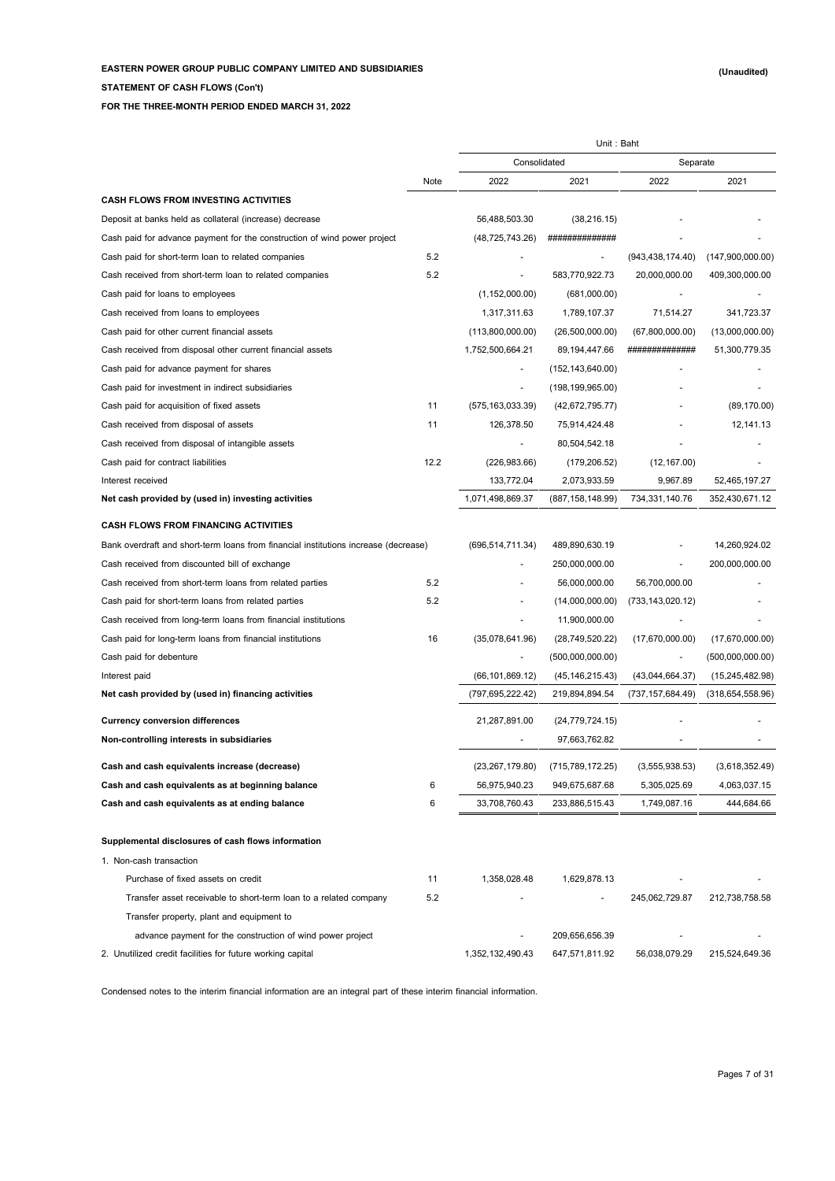**EASTERN POWER GROUP PUBLIC COMPANY LIMITED AND SUBSIDIARIES**

**(Unaudited)**

**STATEMENT OF CASH FLOWS (Con't)**

**FOR THE THREE-MONTH PERIOD ENDED MARCH 31, 2022**

| | | Unit : Baht | | | |
|---|---|---|---|---|---|
| | | Consolidated | | Separate | |
| | Note | 2022 | 2021 | 2022 | 2021 |
| **CASH FLOWS FROM INVESTING ACTIVITIES** | | | | | |
| Deposit at banks held as collateral (increase) decrease | | 56,488,503.30 | (38,216.15) | - | - |
| Cash paid for advance payment for the construction of wind power project | | (48,725,743.26) | ############## | - | - |
| Cash paid for short-term loan to related companies | 5.2 | - | - | (943,438,174.40) | (147,900,000.00) |
| Cash received from short-term loan to related companies | 5.2 | - | 583,770,922.73 | 20,000,000.00 | 409,300,000.00 |
| Cash paid for loans to employees | | (1,152,000.00) | (681,000.00) | - | - |
| Cash received from loans to employees | | 1,317,311.63 | 1,789,107.37 | 71,514.27 | 341,723.37 |
| Cash paid for other current financial assets | | (113,800,000.00) | (26,500,000.00) | (67,800,000.00) | (13,000,000.00) |
| Cash received from disposal other current financial assets | | 1,752,500,664.21 | 89,194,447.66 | ############## | 51,300,779.35 |
| Cash paid for advance payment for shares | | - | (152,143,640.00) | - | - |
| Cash paid for investment in indirect subsidiaries | | - | (198,199,965.00) | - | - |
| Cash paid for acquisition of fixed assets | 11 | (575,163,033.39) | (42,672,795.77) | - | (89,170.00) |
| Cash received from disposal of assets | 11 | 126,378.50 | 75,914,424.48 | - | 12,141.13 |
| Cash received from disposal of intangible assets | | - | 80,504,542.18 | - | - |
| Cash paid for contract liabilities | 12.2 | (226,983.66) | (179,206.52) | (12,167.00) | - |
| Interest received | | 133,772.04 | 2,073,933.59 | 9,967.89 | 52,465,197.27 |
| **Net cash provided by (used in) investing activities** | | 1,071,498,869.37 | (887,158,148.99) | 734,331,140.76 | 352,430,671.12 |
| **CASH FLOWS FROM FINANCING ACTIVITIES** | | | | | |
| Bank overdraft and short-term loans from financial institutions increase (decrease) | | (696,514,711.34) | 489,890,630.19 | - | 14,260,924.02 |
| Cash received from discounted bill of exchange | | - | 250,000,000.00 | - | 200,000,000.00 |
| Cash received from short-term loans from related parties | 5.2 | - | 56,000,000.00 | 56,700,000.00 | - |
| Cash paid for short-term loans from related parties | 5.2 | - | (14,000,000.00) | (733,143,020.12) | - |
| Cash received from long-term loans from financial institutions | | - | 11,900,000.00 | - | - |
| Cash paid for long-term loans from financial institutions | 16 | (35,078,641.96) | (28,749,520.22) | (17,670,000.00) | (17,670,000.00) |
| Cash paid for debenture | | - | (500,000,000.00) | - | (500,000,000.00) |
| Interest paid | | (66,101,869.12) | (45,146,215.43) | (43,044,664.37) | (15,245,482.98) |
| **Net cash provided by (used in) financing activities** | | (797,695,222.42) | 219,894,894.54 | (737,157,684.49) | (318,654,558.96) |
| **Currency conversion differences** | | 21,287,891.00 | (24,779,724.15) | - | - |
| **Non-controlling interests in subsidiaries** | | - | 97,663,762.82 | - | - |
| **Cash and cash equivalents increase (decrease)** | | (23,267,179.80) | (715,789,172.25) | (3,555,938.53) | (3,618,352.49) |
| **Cash and cash equivalents as at beginning balance** | 6 | 56,975,940.23 | 949,675,687.68 | 5,305,025.69 | 4,063,037.15 |
| **Cash and cash equivalents as at ending balance** | 6 | 33,708,760.43 | 233,886,515.43 | 1,749,087.16 | 444,684.66 |
| **Supplemental disclosures of cash flows information** | | | | | |
| 1. Non-cash transaction | | | | | |
| Purchase of fixed assets on credit | 11 | 1,358,028.48 | 1,629,878.13 | - | - |
| Transfer asset receivable to short-term loan to a related company | 5.2 | - | - | 245,062,729.87 | 212,738,758.58 |
| Transfer property, plant and equipment to advance payment for the construction of wind power project | | - | 209,656,656.39 | - | - |
| 2. Unutilized credit facilities for future working capital | | 1,352,132,490.43 | 647,571,811.92 | 56,038,079.29 | 215,524,649.36 |

Condensed notes to the interim financial information are an integral part of these interim financial information.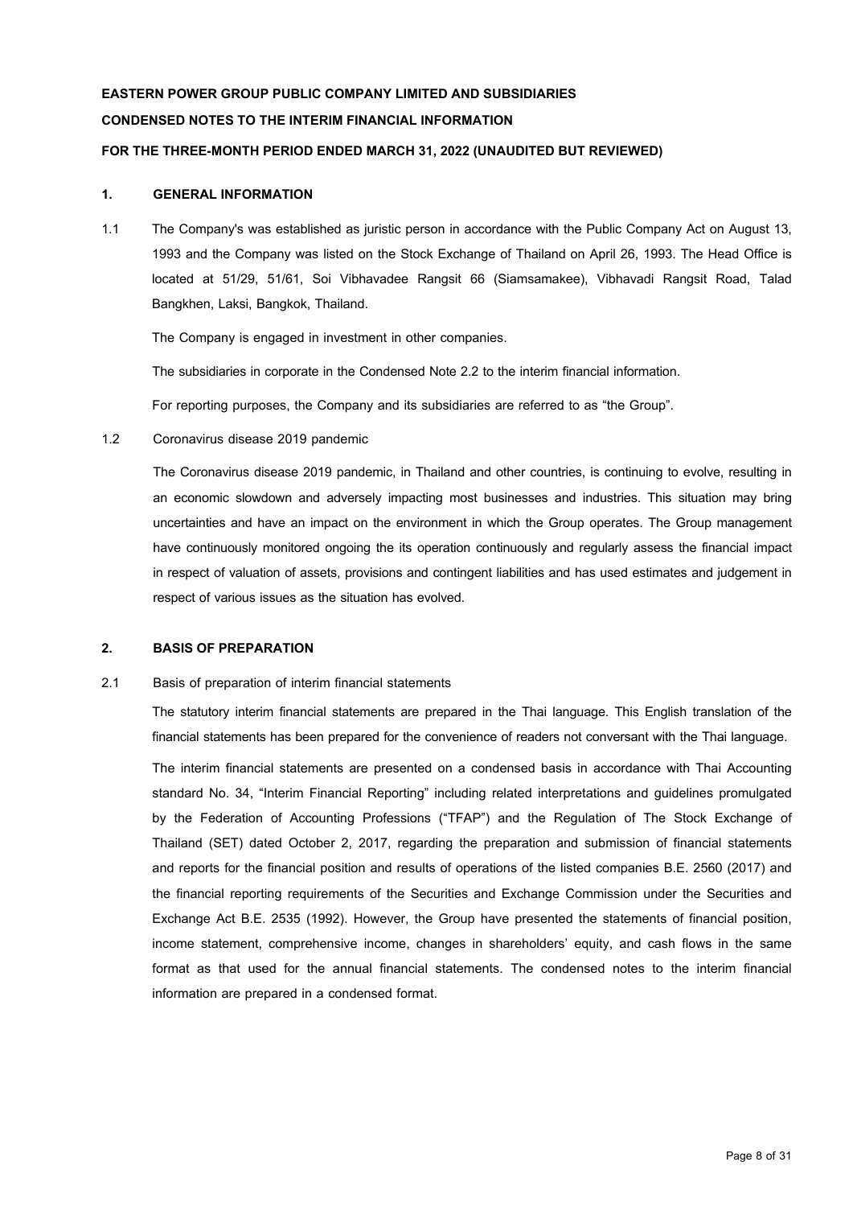**EASTERN POWER GROUP PUBLIC COMPANY LIMITED AND SUBSIDIARIES**

**CONDENSED NOTES TO THE INTERIM FINANCIAL INFORMATION**

**FOR THE THREE-MONTH PERIOD ENDED MARCH 31, 2022 (UNAUDITED BUT REVIEWED)**

## 1. GENERAL INFORMATION

1.1 The Company's was established as juristic person in accordance with the Public Company Act on August 13, 1993 and the Company was listed on the Stock Exchange of Thailand on April 26, 1993. The Head Office is located at 51/29, 51/61, Soi Vibhavadee Rangsit 66 (Siamsamakee), Vibhavadi Rangsit Road, Talad Bangkhen, Laksi, Bangkok, Thailand.

The Company is engaged in investment in other companies.

The subsidiaries in corporate in the Condensed Note 2.2 to the interim financial information.

For reporting purposes, the Company and its subsidiaries are referred to as "the Group".

1.2 Coronavirus disease 2019 pandemic

The Coronavirus disease 2019 pandemic, in Thailand and other countries, is continuing to evolve, resulting in an economic slowdown and adversely impacting most businesses and industries. This situation may bring uncertainties and have an impact on the environment in which the Group operates. The Group management have continuously monitored ongoing the its operation continuously and regularly assess the financial impact in respect of valuation of assets, provisions and contingent liabilities and has used estimates and judgement in respect of various issues as the situation has evolved.

## 2. BASIS OF PREPARATION

2.1 Basis of preparation of interim financial statements

The statutory interim financial statements are prepared in the Thai language. This English translation of the financial statements has been prepared for the convenience of readers not conversant with the Thai language.

The interim financial statements are presented on a condensed basis in accordance with Thai Accounting standard No. 34, "Interim Financial Reporting" including related interpretations and guidelines promulgated by the Federation of Accounting Professions ("TFAP") and the Regulation of The Stock Exchange of Thailand (SET) dated October 2, 2017, regarding the preparation and submission of financial statements and reports for the financial position and results of operations of the listed companies B.E. 2560 (2017) and the financial reporting requirements of the Securities and Exchange Commission under the Securities and Exchange Act B.E. 2535 (1992). However, the Group have presented the statements of financial position, income statement, comprehensive income, changes in shareholders' equity, and cash flows in the same format as that used for the annual financial statements. The condensed notes to the interim financial information are prepared in a condensed format.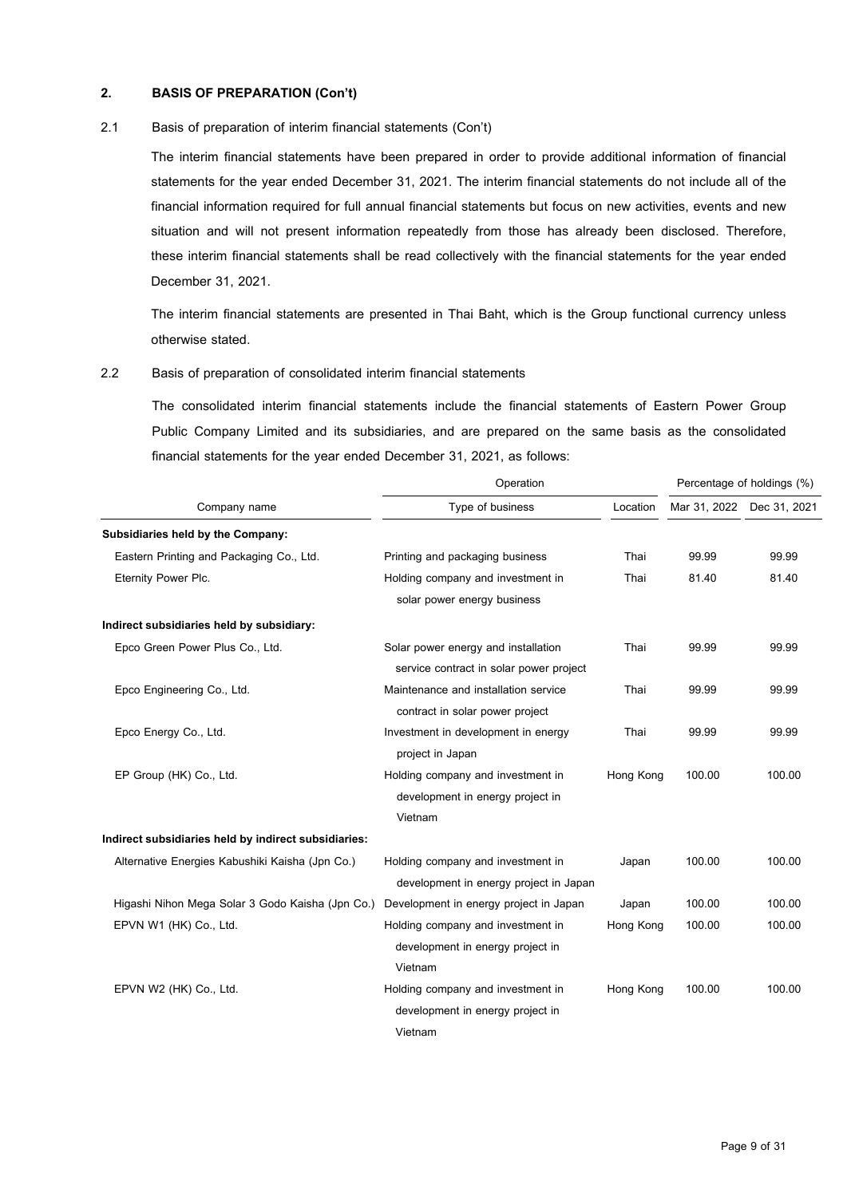## 2. BASIS OF PREPARATION (Con't)

### 2.1 Basis of preparation of interim financial statements (Con't)

The interim financial statements have been prepared in order to provide additional information of financial statements for the year ended December 31, 2021. The interim financial statements do not include all of the financial information required for full annual financial statements but focus on new activities, events and new situation and will not present information repeatedly from those has already been disclosed. Therefore, these interim financial statements shall be read collectively with the financial statements for the year ended December 31, 2021.

The interim financial statements are presented in Thai Baht, which is the Group functional currency unless otherwise stated.

### 2.2 Basis of preparation of consolidated interim financial statements

The consolidated interim financial statements include the financial statements of Eastern Power Group Public Company Limited and its subsidiaries, and are prepared on the same basis as the consolidated financial statements for the year ended December 31, 2021, as follows:

| | Operation | | Percentage of holdings (%) | |
|---|---|---|---|---|
| Company name | Type of business | Location | Mar 31, 2022 | Dec 31, 2021 |
| **Subsidiaries held by the Company:** | | | | |
| Eastern Printing and Packaging Co., Ltd. | Printing and packaging business | Thai | 99.99 | 99.99 |
| Eternity Power Plc. | Holding company and investment in solar power energy business | Thai | 81.40 | 81.40 |
| **Indirect subsidiaries held by subsidiary:** | | | | |
| Epco Green Power Plus Co., Ltd. | Solar power energy and installation service contract in solar power project | Thai | 99.99 | 99.99 |
| Epco Engineering Co., Ltd. | Maintenance and installation service contract in solar power project | Thai | 99.99 | 99.99 |
| Epco Energy Co., Ltd. | Investment in development in energy project in Japan | Thai | 99.99 | 99.99 |
| EP Group (HK) Co., Ltd. | Holding company and investment in development in energy project in Vietnam | Hong Kong | 100.00 | 100.00 |
| **Indirect subsidiaries held by indirect subsidiaries:** | | | | |
| Alternative Energies Kabushiki Kaisha (Jpn Co.) | Holding company and investment in development in energy project in Japan | Japan | 100.00 | 100.00 |
| Higashi Nihon Mega Solar 3 Godo Kaisha (Jpn Co.) | Development in energy project in Japan | Japan | 100.00 | 100.00 |
| EPVN W1 (HK) Co., Ltd. | Holding company and investment in development in energy project in Vietnam | Hong Kong | 100.00 | 100.00 |
| EPVN W2 (HK) Co., Ltd. | Holding company and investment in development in energy project in Vietnam | Hong Kong | 100.00 | 100.00 |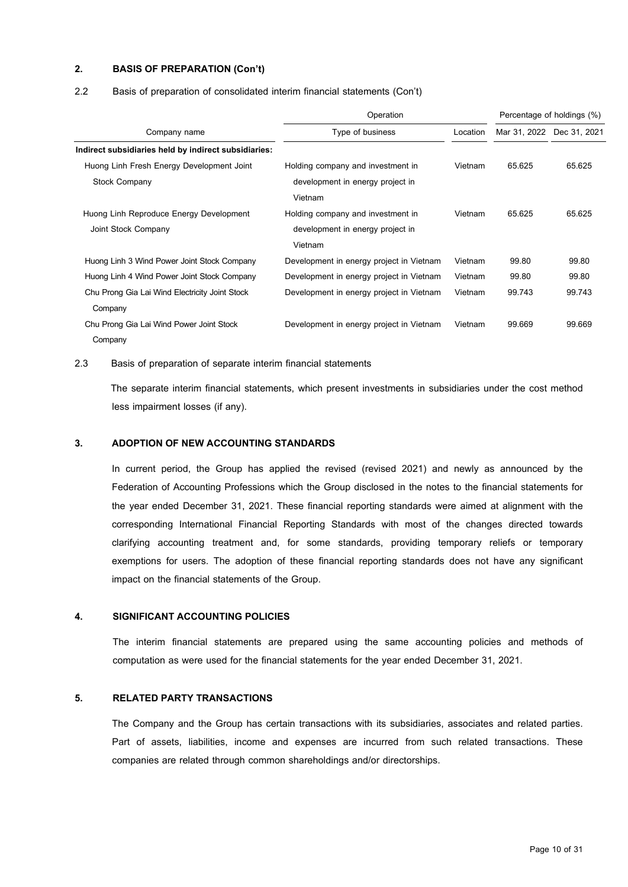## 2. BASIS OF PREPARATION (Con't)

2.2 Basis of preparation of consolidated interim financial statements (Con't)

| Company name | Operation | | Percentage of holdings (%) | |
|---|---|---|---|---|
| | Type of business | Location | Mar 31, 2022 | Dec 31, 2021 |
| **Indirect subsidiaries held by indirect subsidiaries:** | | | | |
| Huong Linh Fresh Energy Development Joint Stock Company | Holding company and investment in development in energy project in Vietnam | Vietnam | 65.625 | 65.625 |
| Huong Linh Reproduce Energy Development Joint Stock Company | Holding company and investment in development in energy project in Vietnam | Vietnam | 65.625 | 65.625 |
| Huong Linh 3 Wind Power Joint Stock Company | Development in energy project in Vietnam | Vietnam | 99.80 | 99.80 |
| Huong Linh 4 Wind Power Joint Stock Company | Development in energy project in Vietnam | Vietnam | 99.80 | 99.80 |
| Chu Prong Gia Lai Wind Electricity Joint Stock Company | Development in energy project in Vietnam | Vietnam | 99.743 | 99.743 |
| Chu Prong Gia Lai Wind Power Joint Stock Company | Development in energy project in Vietnam | Vietnam | 99.669 | 99.669 |

2.3 Basis of preparation of separate interim financial statements

The separate interim financial statements, which present investments in subsidiaries under the cost method less impairment losses (if any).

## 3. ADOPTION OF NEW ACCOUNTING STANDARDS

In current period, the Group has applied the revised (revised 2021) and newly as announced by the Federation of Accounting Professions which the Group disclosed in the notes to the financial statements for the year ended December 31, 2021. These financial reporting standards were aimed at alignment with the corresponding International Financial Reporting Standards with most of the changes directed towards clarifying accounting treatment and, for some standards, providing temporary reliefs or temporary exemptions for users. The adoption of these financial reporting standards does not have any significant impact on the financial statements of the Group.

## 4. SIGNIFICANT ACCOUNTING POLICIES

The interim financial statements are prepared using the same accounting policies and methods of computation as were used for the financial statements for the year ended December 31, 2021.

## 5. RELATED PARTY TRANSACTIONS

The Company and the Group has certain transactions with its subsidiaries, associates and related parties. Part of assets, liabilities, income and expenses are incurred from such related transactions. These companies are related through common shareholdings and/or directorships.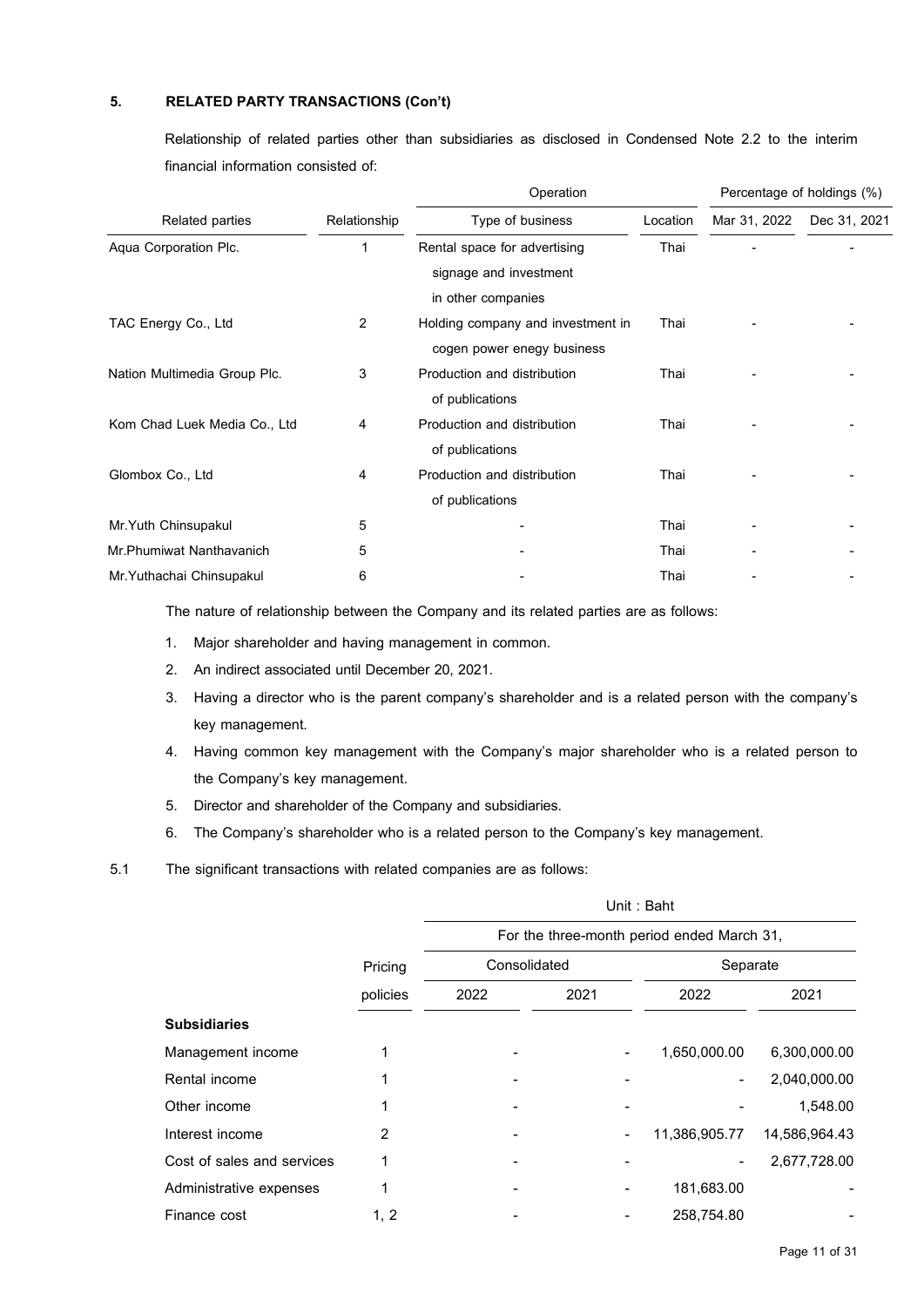## 5. RELATED PARTY TRANSACTIONS (Con't)

Relationship of related parties other than subsidiaries as disclosed in Condensed Note 2.2 to the interim financial information consisted of:

| Related parties | Relationship | Operation | | Percentage of holdings (%) | |
|---|---|---|---|---|---|
| | | Type of business | Location | Mar 31, 2022 | Dec 31, 2021 |
| Aqua Corporation Plc. | 1 | Rental space for advertising signage and investment in other companies | Thai | - | - |
| TAC Energy Co., Ltd | 2 | Holding company and investment in cogen power enegy business | Thai | - | - |
| Nation Multimedia Group Plc. | 3 | Production and distribution of publications | Thai | - | - |
| Kom Chad Luek Media Co., Ltd | 4 | Production and distribution of publications | Thai | - | - |
| Glombox Co., Ltd | 4 | Production and distribution of publications | Thai | - | - |
| Mr.Yuth Chinsupakul | 5 | - | Thai | - | - |
| Mr.Phumiwat Nanthavanich | 5 | - | Thai | - | - |
| Mr.Yuthachai Chinsupakul | 6 | - | Thai | - | - |

The nature of relationship between the Company and its related parties are as follows:

1. Major shareholder and having management in common.
2. An indirect associated until December 20, 2021.
3. Having a director who is the parent company's shareholder and is a related person with the company's key management.
4. Having common key management with the Company's major shareholder who is a related person to the Company's key management.
5. Director and shareholder of the Company and subsidiaries.
6. The Company's shareholder who is a related person to the Company's key management.

5.1 The significant transactions with related companies are as follows:

| | | Unit : Baht | | | |
|---|---|---|---|---|---|
| | | For the three-month period ended March 31, | | | |
| | Pricing | Consolidated | | Separate | |
| | policies | 2022 | 2021 | 2022 | 2021 |
| **Subsidiaries** | | | | | |
| Management income | 1 | - | - | 1,650,000.00 | 6,300,000.00 |
| Rental income | 1 | - | - | - | 2,040,000.00 |
| Other income | 1 | - | - | - | 1,548.00 |
| Interest income | 2 | - | - | 11,386,905.77 | 14,586,964.43 |
| Cost of sales and services | 1 | - | - | - | 2,677,728.00 |
| Administrative expenses | 1 | - | - | 181,683.00 | - |
| Finance cost | 1, 2 | - | - | 258,754.80 | - |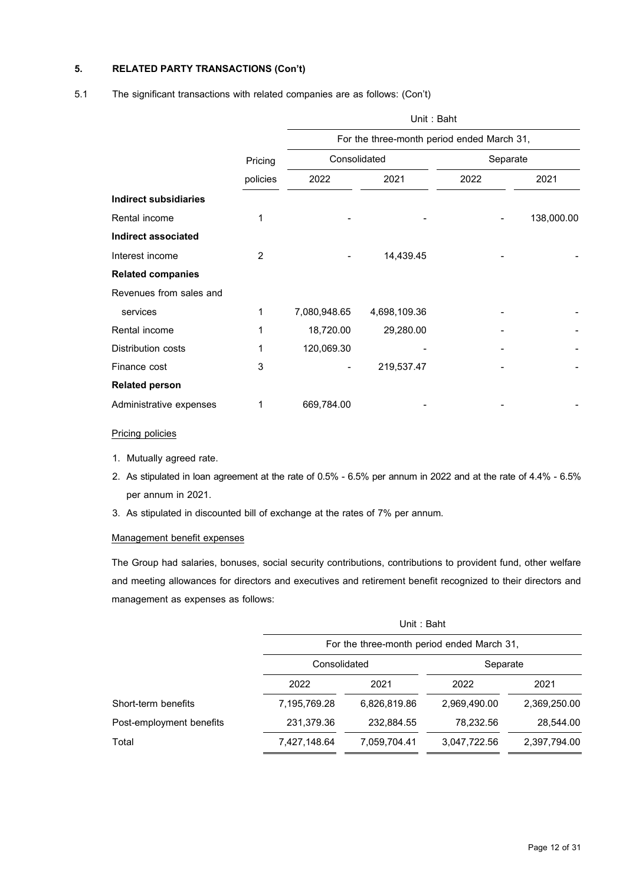## 5. RELATED PARTY TRANSACTIONS (Con't)

5.1 The significant transactions with related companies are as follows: (Con't)

| | | Unit : Baht | | | |
|---|---|---|---|---|---|
| | | For the three-month period ended March 31, | | | |
| | Pricing | Consolidated | | Separate | |
| | policies | 2022 | 2021 | 2022 | 2021 |
| **Indirect subsidiaries** | | | | | |
| Rental income | 1 | - | - | - | 138,000.00 |
| **Indirect associated** | | | | | |
| Interest income | 2 | - | 14,439.45 | - | - |
| **Related companies** | | | | | |
| Revenues from sales and services | 1 | 7,080,948.65 | 4,698,109.36 | - | - |
| Rental income | 1 | 18,720.00 | 29,280.00 | - | - |
| Distribution costs | 1 | 120,069.30 | - | - | - |
| Finance cost | 3 | - | 219,537.47 | - | - |
| **Related person** | | | | | |
| Administrative expenses | 1 | 669,784.00 | - | - | - |

Pricing policies

1. Mutually agreed rate.
2. As stipulated in loan agreement at the rate of 0.5% - 6.5% per annum in 2022 and at the rate of 4.4% - 6.5% per annum in 2021.
3. As stipulated in discounted bill of exchange at the rates of 7% per annum.

Management benefit expenses

The Group had salaries, bonuses, social security contributions, contributions to provident fund, other welfare and meeting allowances for directors and executives and retirement benefit recognized to their directors and management as expenses as follows:

| | Unit : Baht | | | |
|---|---|---|---|---|
| | For the three-month period ended March 31, | | | |
| | Consolidated | | Separate | |
| | 2022 | 2021 | 2022 | 2021 |
| Short-term benefits | 7,195,769.28 | 6,826,819.86 | 2,969,490.00 | 2,369,250.00 |
| Post-employment benefits | 231,379.36 | 232,884.55 | 78,232.56 | 28,544.00 |
| Total | 7,427,148.64 | 7,059,704.41 | 3,047,722.56 | 2,397,794.00 |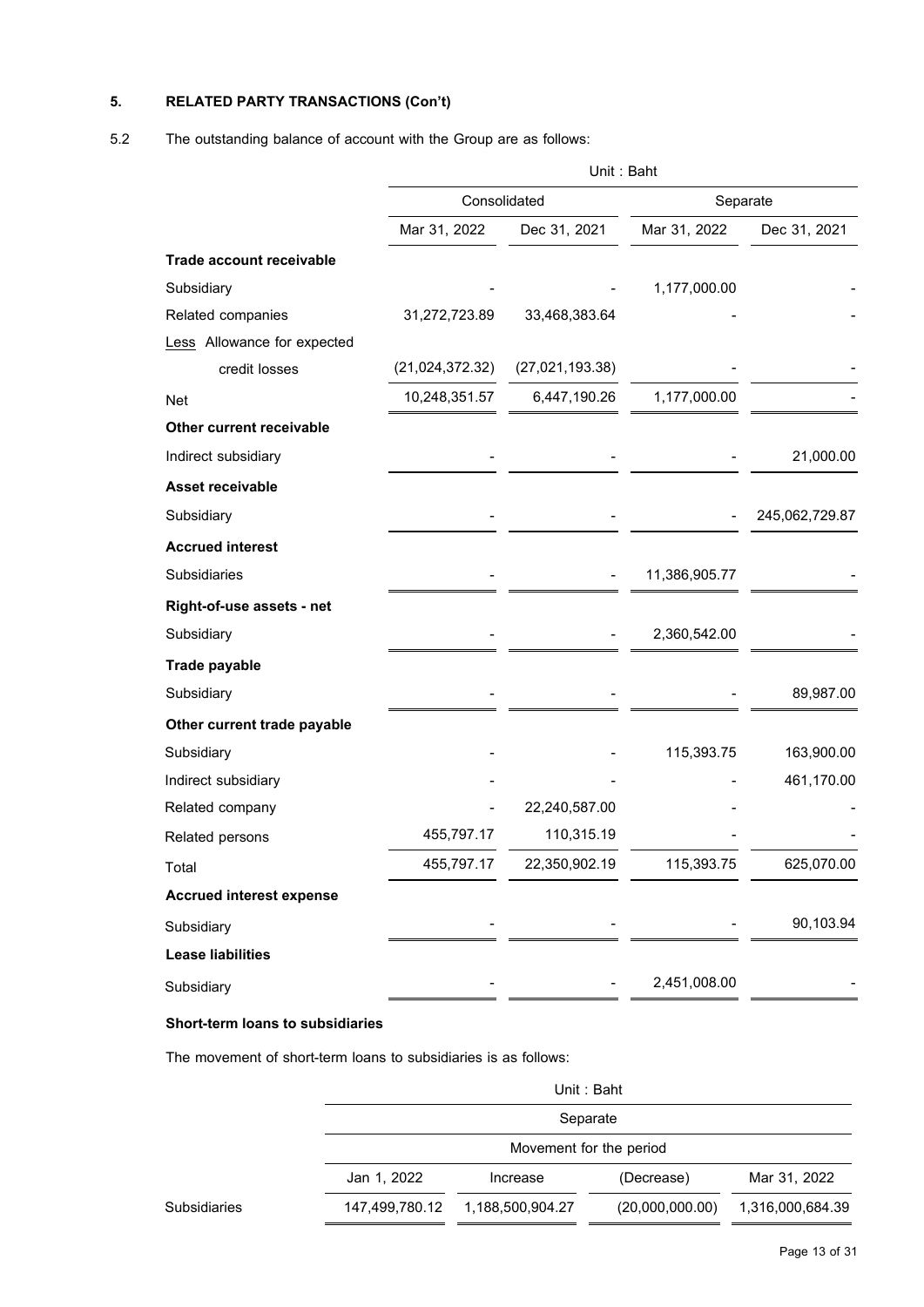## 5. RELATED PARTY TRANSACTIONS (Con't)

5.2 The outstanding balance of account with the Group are as follows:

| | Unit : Baht | | | |
|---|---|---|---|---|
| | Consolidated | | Separate | |
| | Mar 31, 2022 | Dec 31, 2021 | Mar 31, 2022 | Dec 31, 2021 |
| **Trade account receivable** | | | | |
| Subsidiary | - | - | 1,177,000.00 | - |
| Related companies | 31,272,723.89 | 33,468,383.64 | - | - |
| Less Allowance for expected credit losses | (21,024,372.32) | (27,021,193.38) | - | - |
| Net | 10,248,351.57 | 6,447,190.26 | 1,177,000.00 | - |
| **Other current receivable** | | | | |
| Indirect subsidiary | - | - | - | 21,000.00 |
| **Asset receivable** | | | | |
| Subsidiary | - | - | - | 245,062,729.87 |
| **Accrued interest** | | | | |
| Subsidiaries | - | - | 11,386,905.77 | - |
| **Right-of-use assets - net** | | | | |
| Subsidiary | - | - | 2,360,542.00 | - |
| **Trade payable** | | | | |
| Subsidiary | - | - | - | 89,987.00 |
| **Other current trade payable** | | | | |
| Subsidiary | - | - | 115,393.75 | 163,900.00 |
| Indirect subsidiary | - | - | - | 461,170.00 |
| Related company | - | 22,240,587.00 | - | - |
| Related persons | 455,797.17 | 110,315.19 | - | - |
| Total | 455,797.17 | 22,350,902.19 | 115,393.75 | 625,070.00 |
| **Accrued interest expense** | | | | |
| Subsidiary | - | - | - | 90,103.94 |
| **Lease liabilities** | | | | |
| Subsidiary | - | - | 2,451,008.00 | - |

**Short-term loans to subsidiaries**

The movement of short-term loans to subsidiaries is as follows:

| | Unit : Baht | | | |
|---|---|---|---|---|
| | Separate | | | |
| | | Movement for the period | | |
| | Jan 1, 2022 | Increase | (Decrease) | Mar 31, 2022 |
| Subsidiaries | 147,499,780.12 | 1,188,500,904.27 | (20,000,000.00) | 1,316,000,684.39 |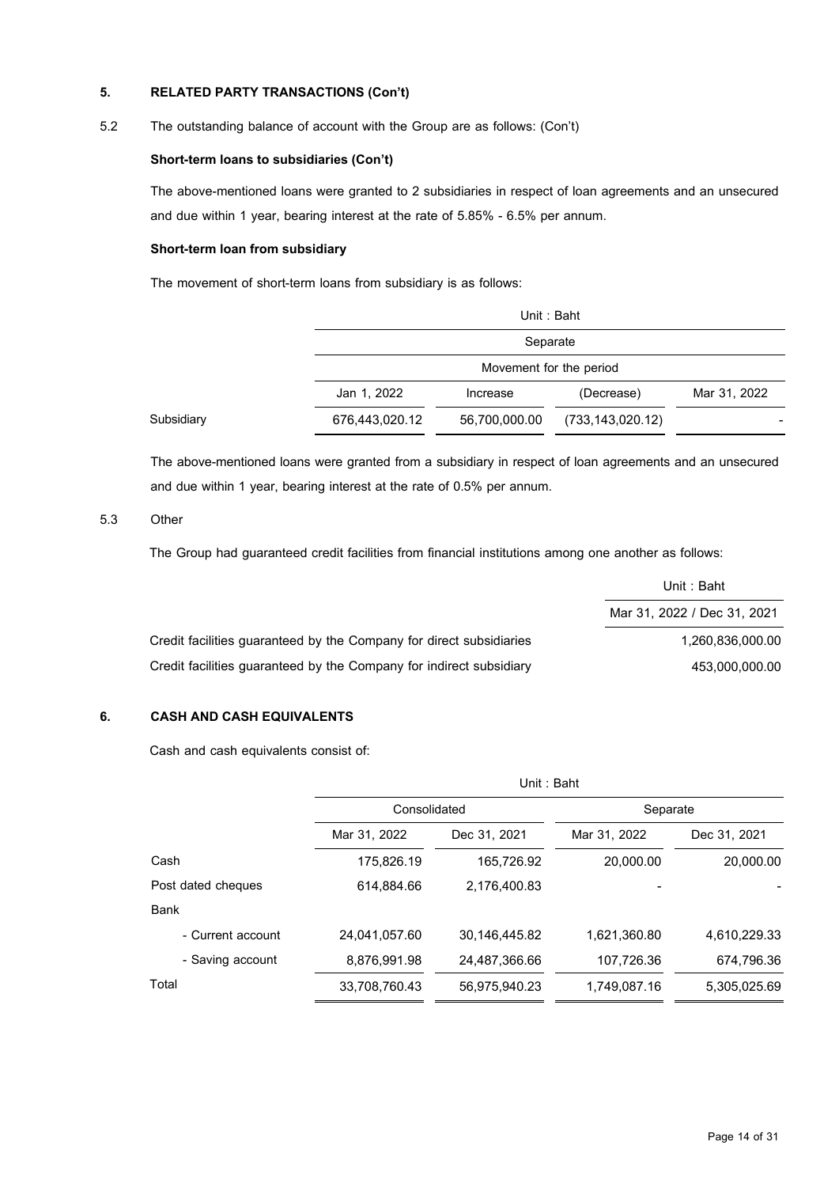## 5. RELATED PARTY TRANSACTIONS (Con't)

5.2 The outstanding balance of account with the Group are as follows: (Con't)

**Short-term loans to subsidiaries (Con't)**

The above-mentioned loans were granted to 2 subsidiaries in respect of loan agreements and an unsecured and due within 1 year, bearing interest at the rate of 5.85% - 6.5% per annum.

**Short-term loan from subsidiary**

The movement of short-term loans from subsidiary is as follows:

| | Unit : Baht | | | |
|---|---|---|---|---|
| | Separate | | | |
| | Movement for the period | | | |
| | Jan 1, 2022 | Increase | (Decrease) | Mar 31, 2022 |
| Subsidiary | 676,443,020.12 | 56,700,000.00 | (733,143,020.12) | - |

The above-mentioned loans were granted from a subsidiary in respect of loan agreements and an unsecured and due within 1 year, bearing interest at the rate of 0.5% per annum.

5.3 Other

The Group had guaranteed credit facilities from financial institutions among one another as follows:

| | Unit : Baht |
|---|---|
| | Mar 31, 2022 / Dec 31, 2021 |
| Credit facilities guaranteed by the Company for direct subsidiaries | 1,260,836,000.00 |
| Credit facilities guaranteed by the Company for indirect subsidiary | 453,000,000.00 |

## 6. CASH AND CASH EQUIVALENTS

Cash and cash equivalents consist of:

| | Unit : Baht | | | |
|---|---|---|---|---|
| | Consolidated | | Separate | |
| | Mar 31, 2022 | Dec 31, 2021 | Mar 31, 2022 | Dec 31, 2021 |
| Cash | 175,826.19 | 165,726.92 | 20,000.00 | 20,000.00 |
| Post dated cheques | 614,884.66 | 2,176,400.83 | - | - |
| Bank | | | | |
| - Current account | 24,041,057.60 | 30,146,445.82 | 1,621,360.80 | 4,610,229.33 |
| - Saving account | 8,876,991.98 | 24,487,366.66 | 107,726.36 | 674,796.36 |
| Total | 33,708,760.43 | 56,975,940.23 | 1,749,087.16 | 5,305,025.69 |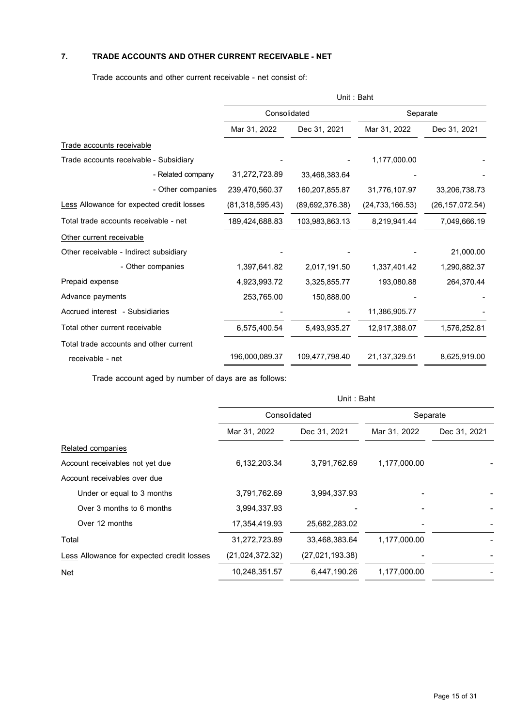## 7. TRADE ACCOUNTS AND OTHER CURRENT RECEIVABLE - NET

Trade accounts and other current receivable - net consist of:

| | Unit : Baht | | | |
|---|---|---|---|---|
| | Consolidated | | Separate | |
| | Mar 31, 2022 | Dec 31, 2021 | Mar 31, 2022 | Dec 31, 2021 |
| Trade accounts receivable | | | | |
| Trade accounts receivable - Subsidiary | - | - | 1,177,000.00 | - |
| - Related company | 31,272,723.89 | 33,468,383.64 | - | - |
| - Other companies | 239,470,560.37 | 160,207,855.87 | 31,776,107.97 | 33,206,738.73 |
| Less Allowance for expected credit losses | (81,318,595.43) | (89,692,376.38) | (24,733,166.53) | (26,157,072.54) |
| Total trade accounts receivable - net | 189,424,688.83 | 103,983,863.13 | 8,219,941.44 | 7,049,666.19 |
| Other current receivable | | | | |
| Other receivable - Indirect subsidiary | - | - | - | 21,000.00 |
| - Other companies | 1,397,641.82 | 2,017,191.50 | 1,337,401.42 | 1,290,882.37 |
| Prepaid expense | 4,923,993.72 | 3,325,855.77 | 193,080.88 | 264,370.44 |
| Advance payments | 253,765.00 | 150,888.00 | - | - |
| Accrued interest - Subsidiaries | - | - | 11,386,905.77 | - |
| Total other current receivable | 6,575,400.54 | 5,493,935.27 | 12,917,388.07 | 1,576,252.81 |
| Total trade accounts and other current receivable - net | 196,000,089.37 | 109,477,798.40 | 21,137,329.51 | 8,625,919.00 |

Trade account aged by number of days are as follows:

| | Unit : Baht | | | |
|---|---|---|---|---|
| | Consolidated | | Separate | |
| | Mar 31, 2022 | Dec 31, 2021 | Mar 31, 2022 | Dec 31, 2021 |
| Related companies | | | | |
| Account receivables not yet due | 6,132,203.34 | 3,791,762.69 | 1,177,000.00 | - |
| Account receivables over due | | | | |
| Under or equal to 3 months | 3,791,762.69 | 3,994,337.93 | - | - |
| Over 3 months to 6 months | 3,994,337.93 | - | - | - |
| Over 12 months | 17,354,419.93 | 25,682,283.02 | - | - |
| Total | 31,272,723.89 | 33,468,383.64 | 1,177,000.00 | - |
| Less Allowance for expected credit losses | (21,024,372.32) | (27,021,193.38) | - | - |
| Net | 10,248,351.57 | 6,447,190.26 | 1,177,000.00 | - |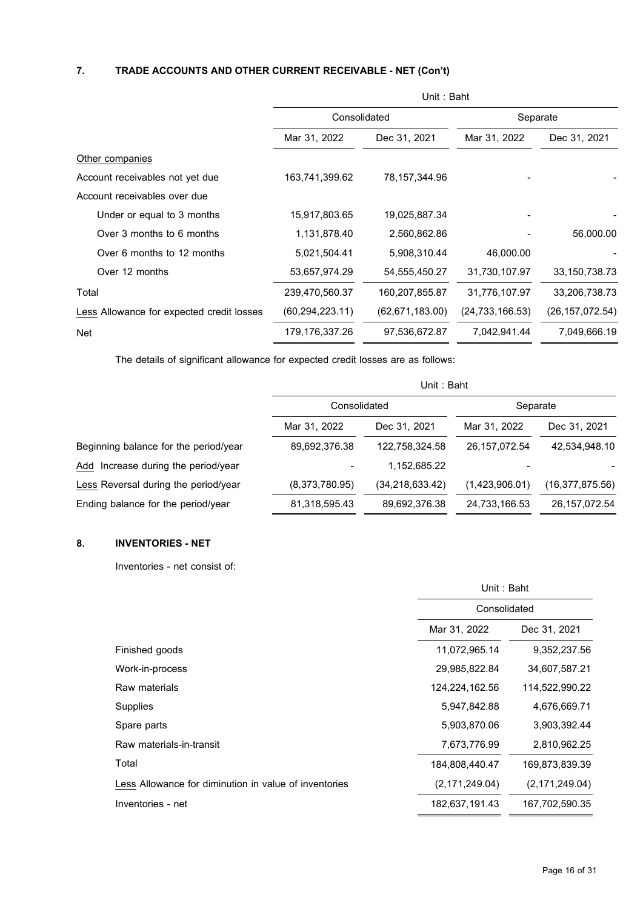## 7. TRADE ACCOUNTS AND OTHER CURRENT RECEIVABLE - NET (Con't)

| | Unit : Baht | | | |
|---|---|---|---|---|
| | Consolidated | | Separate | |
| | Mar 31, 2022 | Dec 31, 2021 | Mar 31, 2022 | Dec 31, 2021 |
| Other companies | | | | |
| Account receivables not yet due | 163,741,399.62 | 78,157,344.96 | - | - |
| Account receivables over due | | | | |
| Under or equal to 3 months | 15,917,803.65 | 19,025,887.34 | - | - |
| Over 3 months to 6 months | 1,131,878.40 | 2,560,862.86 | - | 56,000.00 |
| Over 6 months to 12 months | 5,021,504.41 | 5,908,310.44 | 46,000.00 | - |
| Over 12 months | 53,657,974.29 | 54,555,450.27 | 31,730,107.97 | 33,150,738.73 |
| Total | 239,470,560.37 | 160,207,855.87 | 31,776,107.97 | 33,206,738.73 |
| Less Allowance for expected credit losses | (60,294,223.11) | (62,671,183.00) | (24,733,166.53) | (26,157,072.54) |
| Net | 179,176,337.26 | 97,536,672.87 | 7,042,941.44 | 7,049,666.19 |

The details of significant allowance for expected credit losses are as follows:

| | Unit : Baht | | | |
|---|---|---|---|---|
| | Consolidated | | Separate | |
| | Mar 31, 2022 | Dec 31, 2021 | Mar 31, 2022 | Dec 31, 2021 |
| Beginning balance for the period/year | 89,692,376.38 | 122,758,324.58 | 26,157,072.54 | 42,534,948.10 |
| Add Increase during the period/year | - | 1,152,685.22 | - | - |
| Less Reversal during the period/year | (8,373,780.95) | (34,218,633.42) | (1,423,906.01) | (16,377,875.56) |
| Ending balance for the period/year | 81,318,595.43 | 89,692,376.38 | 24,733,166.53 | 26,157,072.54 |

## 8. INVENTORIES - NET

Inventories - net consist of:

| | Unit : Baht | |
|---|---|---|
| | Consolidated | |
| | Mar 31, 2022 | Dec 31, 2021 |
| Finished goods | 11,072,965.14 | 9,352,237.56 |
| Work-in-process | 29,985,822.84 | 34,607,587.21 |
| Raw materials | 124,224,162.56 | 114,522,990.22 |
| Supplies | 5,947,842.88 | 4,676,669.71 |
| Spare parts | 5,903,870.06 | 3,903,392.44 |
| Raw materials-in-transit | 7,673,776.99 | 2,810,962.25 |
| Total | 184,808,440.47 | 169,873,839.39 |
| Less Allowance for diminution in value of inventories | (2,171,249.04) | (2,171,249.04) |
| Inventories - net | 182,637,191.43 | 167,702,590.35 |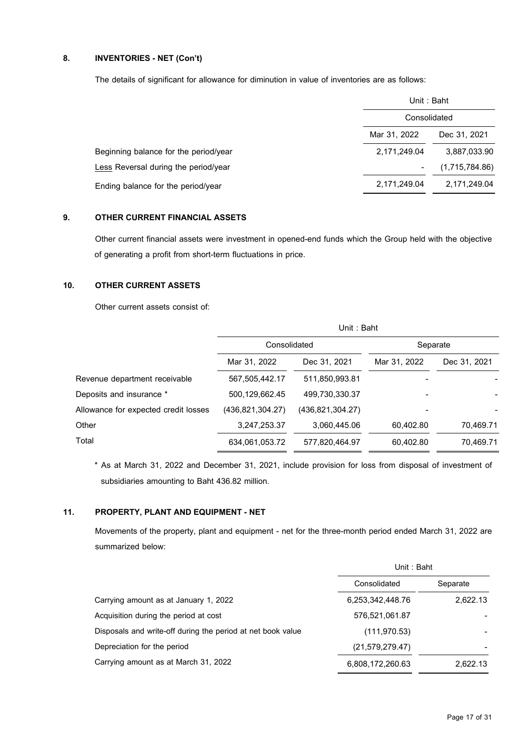## 8. INVENTORIES - NET (Con't)

The details of significant for allowance for diminution in value of inventories are as follows:

| | Unit : Baht | |
|---|---|---|
| | Consolidated | |
| | Mar 31, 2022 | Dec 31, 2021 |
| Beginning balance for the period/year | 2,171,249.04 | 3,887,033.90 |
| Less Reversal during the period/year | - | (1,715,784.86) |
| Ending balance for the period/year | 2,171,249.04 | 2,171,249.04 |

## 9. OTHER CURRENT FINANCIAL ASSETS

Other current financial assets were investment in opened-end funds which the Group held with the objective of generating a profit from short-term fluctuations in price.

## 10. OTHER CURRENT ASSETS

Other current assets consist of:

| | Unit : Baht | | | |
|---|---|---|---|---|
| | Consolidated | | Separate | |
| | Mar 31, 2022 | Dec 31, 2021 | Mar 31, 2022 | Dec 31, 2021 |
| Revenue department receivable | 567,505,442.17 | 511,850,993.81 | - | - |
| Deposits and insurance * | 500,129,662.45 | 499,730,330.37 | - | - |
| Allowance for expected credit losses | (436,821,304.27) | (436,821,304.27) | - | - |
| Other | 3,247,253.37 | 3,060,445.06 | 60,402.80 | 70,469.71 |
| Total | 634,061,053.72 | 577,820,464.97 | 60,402.80 | 70,469.71 |

* As at March 31, 2022 and December 31, 2021, include provision for loss from disposal of investment of subsidiaries amounting to Baht 436.82 million.

## 11. PROPERTY, PLANT AND EQUIPMENT - NET

Movements of the property, plant and equipment - net for the three-month period ended March 31, 2022 are summarized below:

| | Unit : Baht | |
|---|---|---|
| | Consolidated | Separate |
| Carrying amount as at January 1, 2022 | 6,253,342,448.76 | 2,622.13 |
| Acquisition during the period at cost | 576,521,061.87 | - |
| Disposals and write-off during the period at net book value | (111,970.53) | - |
| Depreciation for the period | (21,579,279.47) | - |
| Carrying amount as at March 31, 2022 | 6,808,172,260.63 | 2,622.13 |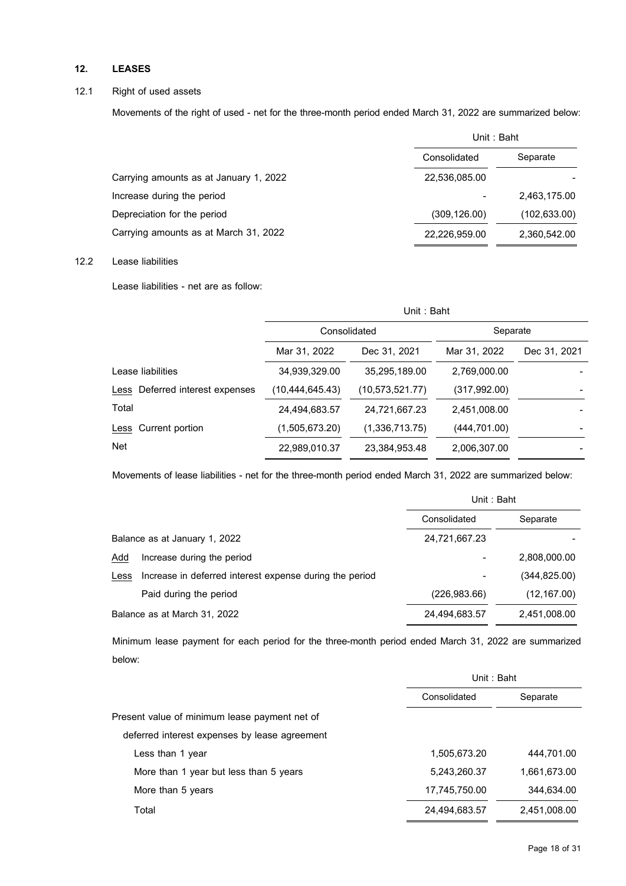## 12. LEASES

### 12.1 Right of used assets

Movements of the right of used - net for the three-month period ended March 31, 2022 are summarized below:

| | Unit : Baht | |
|---|---|---|
| | Consolidated | Separate |
| Carrying amounts as at January 1, 2022 | 22,536,085.00 | - |
| Increase during the period | - | 2,463,175.00 |
| Depreciation for the period | (309,126.00) | (102,633.00) |
| Carrying amounts as at March 31, 2022 | 22,226,959.00 | 2,360,542.00 |

### 12.2 Lease liabilities

Lease liabilities - net are as follow:

| | Unit : Baht | | | |
|---|---|---|---|---|
| | Consolidated | | Separate | |
| | Mar 31, 2022 | Dec 31, 2021 | Mar 31, 2022 | Dec 31, 2021 |
| Lease liabilities | 34,939,329.00 | 35,295,189.00 | 2,769,000.00 | - |
| Less Deferred interest expenses | (10,444,645.43) | (10,573,521.77) | (317,992.00) | - |
| Total | 24,494,683.57 | 24,721,667.23 | 2,451,008.00 | - |
| Less Current portion | (1,505,673.20) | (1,336,713.75) | (444,701.00) | - |
| Net | 22,989,010.37 | 23,384,953.48 | 2,006,307.00 | - |

Movements of lease liabilities - net for the three-month period ended March 31, 2022 are summarized below:

| | Unit : Baht | |
|---|---|---|
| | Consolidated | Separate |
| Balance as at January 1, 2022 | 24,721,667.23 | - |
| Add Increase during the period | - | 2,808,000.00 |
| Less Increase in deferred interest expense during the period | - | (344,825.00) |
| Paid during the period | (226,983.66) | (12,167.00) |
| Balance as at March 31, 2022 | 24,494,683.57 | 2,451,008.00 |

Minimum lease payment for each period for the three-month period ended March 31, 2022 are summarized below:

| | Unit : Baht | |
|---|---|---|
| | Consolidated | Separate |
| Present value of minimum lease payment net of deferred interest expenses by lease agreement | | |
| Less than 1 year | 1,505,673.20 | 444,701.00 |
| More than 1 year but less than 5 years | 5,243,260.37 | 1,661,673.00 |
| More than 5 years | 17,745,750.00 | 344,634.00 |
| Total | 24,494,683.57 | 2,451,008.00 |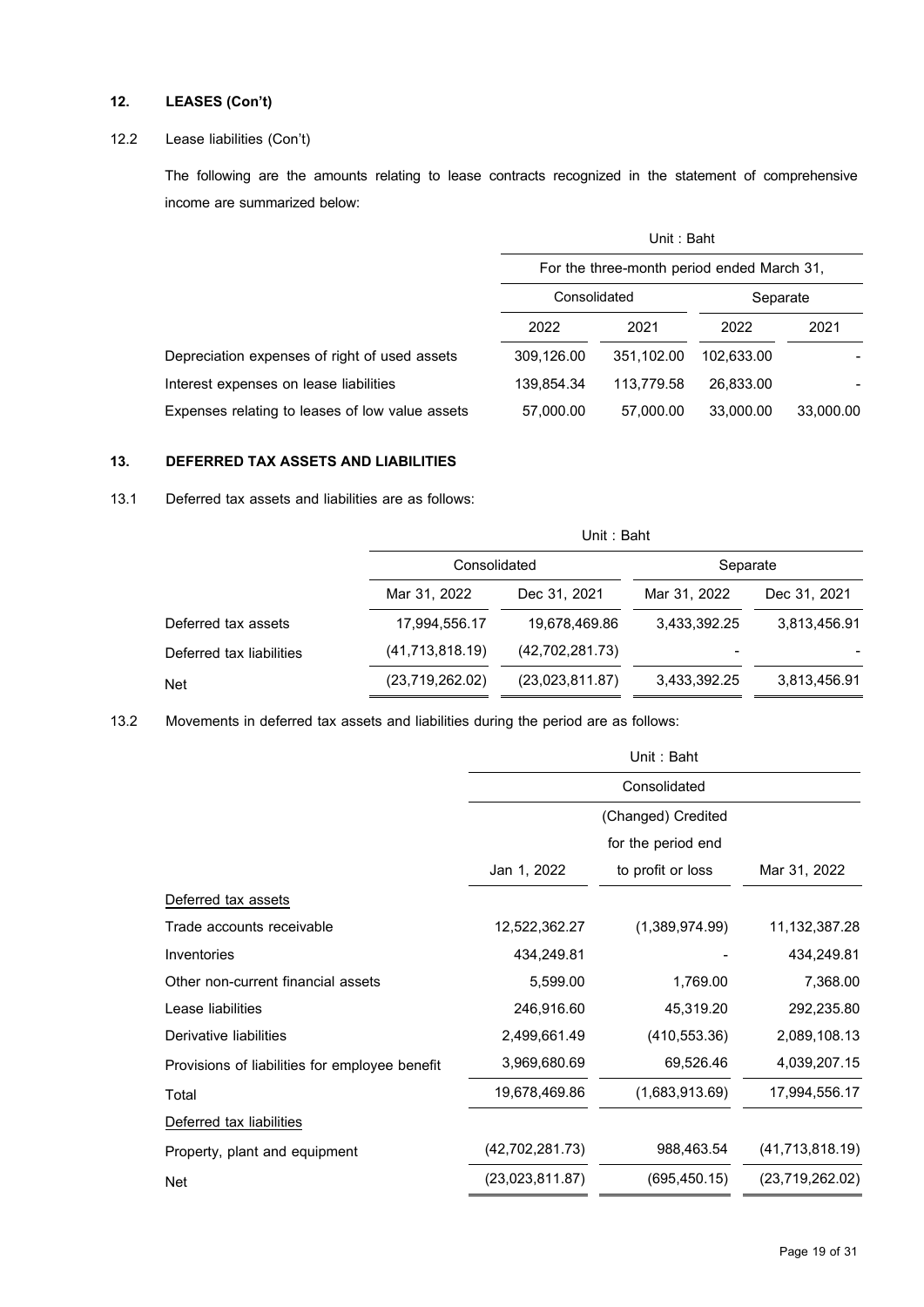## 12. LEASES (Con't)

### 12.2 Lease liabilities (Con't)

The following are the amounts relating to lease contracts recognized in the statement of comprehensive income are summarized below:

| | Unit : Baht | | | |
|---|---|---|---|---|
| | For the three-month period ended March 31, | | | |
| | Consolidated | | Separate | |
| | 2022 | 2021 | 2022 | 2021 |
| Depreciation expenses of right of used assets | 309,126.00 | 351,102.00 | 102,633.00 | - |
| Interest expenses on lease liabilities | 139,854.34 | 113,779.58 | 26,833.00 | - |
| Expenses relating to leases of low value assets | 57,000.00 | 57,000.00 | 33,000.00 | 33,000.00 |

## 13. DEFERRED TAX ASSETS AND LIABILITIES

### 13.1 Deferred tax assets and liabilities are as follows:

| | Unit : Baht | | | |
|---|---|---|---|---|
| | Consolidated | | Separate | |
| | Mar 31, 2022 | Dec 31, 2021 | Mar 31, 2022 | Dec 31, 2021 |
| Deferred tax assets | 17,994,556.17 | 19,678,469.86 | 3,433,392.25 | 3,813,456.91 |
| Deferred tax liabilities | (41,713,818.19) | (42,702,281.73) | - | - |
| Net | (23,719,262.02) | (23,023,811.87) | 3,433,392.25 | 3,813,456.91 |

### 13.2 Movements in deferred tax assets and liabilities during the period are as follows:

| | Unit : Baht | | |
|---|---|---|---|
| | Consolidated | | |
| | Jan 1, 2022 | (Changed) Credited for the period end to profit or loss | Mar 31, 2022 |
| Deferred tax assets | | | |
| Trade accounts receivable | 12,522,362.27 | (1,389,974.99) | 11,132,387.28 |
| Inventories | 434,249.81 | - | 434,249.81 |
| Other non-current financial assets | 5,599.00 | 1,769.00 | 7,368.00 |
| Lease liabilities | 246,916.60 | 45,319.20 | 292,235.80 |
| Derivative liabilities | 2,499,661.49 | (410,553.36) | 2,089,108.13 |
| Provisions of liabilities for employee benefit | 3,969,680.69 | 69,526.46 | 4,039,207.15 |
| Total | 19,678,469.86 | (1,683,913.69) | 17,994,556.17 |
| Deferred tax liabilities | | | |
| Property, plant and equipment | (42,702,281.73) | 988,463.54 | (41,713,818.19) |
| Net | (23,023,811.87) | (695,450.15) | (23,719,262.02) |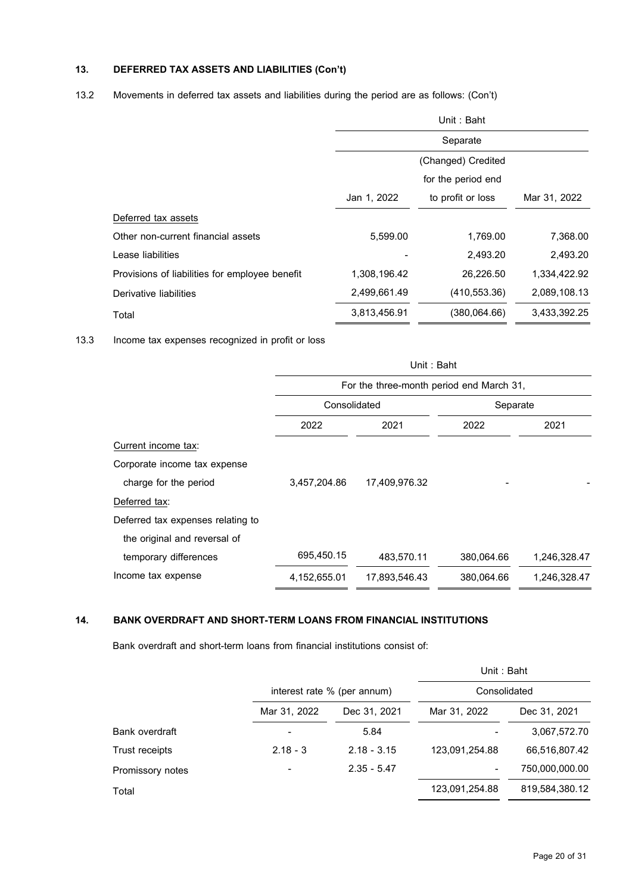## 13. DEFERRED TAX ASSETS AND LIABILITIES (Con't)

13.2 Movements in deferred tax assets and liabilities during the period are as follows: (Con't)

| | Unit : Baht | | |
|---|---|---|---|
| | Separate | | |
| | Jan 1, 2022 | (Changed) Credited for the period end to profit or loss | Mar 31, 2022 |
| Deferred tax assets | | | |
| Other non-current financial assets | 5,599.00 | 1,769.00 | 7,368.00 |
| Lease liabilities | - | 2,493.20 | 2,493.20 |
| Provisions of liabilities for employee benefit | 1,308,196.42 | 26,226.50 | 1,334,422.92 |
| Derivative liabilities | 2,499,661.49 | (410,553.36) | 2,089,108.13 |
| Total | 3,813,456.91 | (380,064.66) | 3,433,392.25 |

13.3 Income tax expenses recognized in profit or loss

| | Unit : Baht | | | |
|---|---|---|---|---|
| | For the three-month period end March 31, | | | |
| | Consolidated | | Separate | |
| | 2022 | 2021 | 2022 | 2021 |
| Current income tax: | | | | |
| Corporate income tax expense charge for the period | 3,457,204.86 | 17,409,976.32 | - | - |
| Deferred tax: | | | | |
| Deferred tax expenses relating to the original and reversal of temporary differences | 695,450.15 | 483,570.11 | 380,064.66 | 1,246,328.47 |
| Income tax expense | 4,152,655.01 | 17,893,546.43 | 380,064.66 | 1,246,328.47 |

## 14. BANK OVERDRAFT AND SHORT-TERM LOANS FROM FINANCIAL INSTITUTIONS

Bank overdraft and short-term loans from financial institutions consist of:

| | interest rate % (per annum) | | Unit : Baht Consolidated | |
|---|---|---|---|---|
| | Mar 31, 2022 | Dec 31, 2021 | Mar 31, 2022 | Dec 31, 2021 |
| Bank overdraft | - | 5.84 | - | 3,067,572.70 |
| Trust receipts | 2.18 - 3 | 2.18 - 3.15 | 123,091,254.88 | 66,516,807.42 |
| Promissory notes | - | 2.35 - 5.47 | - | 750,000,000.00 |
| Total | | | 123,091,254.88 | 819,584,380.12 |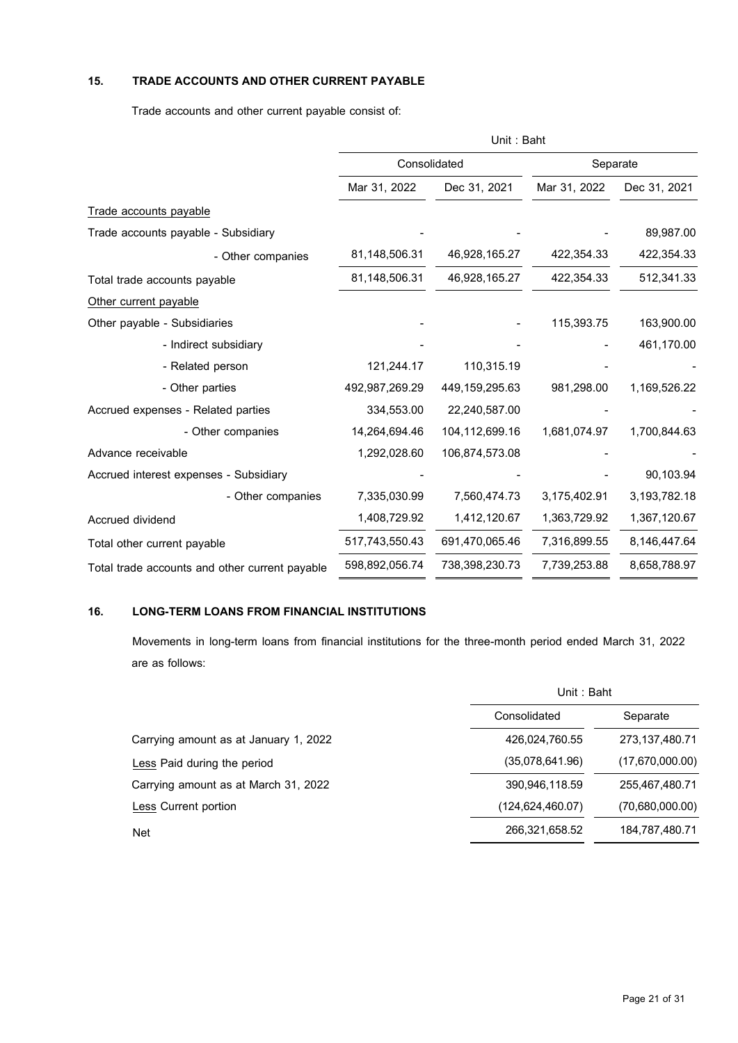## 15. TRADE ACCOUNTS AND OTHER CURRENT PAYABLE

Trade accounts and other current payable consist of:

| | Unit : Baht | | | |
|---|---|---|---|---|
| | Consolidated | | Separate | |
| | Mar 31, 2022 | Dec 31, 2021 | Mar 31, 2022 | Dec 31, 2021 |
| Trade accounts payable | | | | |
| Trade accounts payable - Subsidiary | - | - | - | 89,987.00 |
| - Other companies | 81,148,506.31 | 46,928,165.27 | 422,354.33 | 422,354.33 |
| Total trade accounts payable | 81,148,506.31 | 46,928,165.27 | 422,354.33 | 512,341.33 |
| Other current payable | | | | |
| Other payable - Subsidiaries | - | - | 115,393.75 | 163,900.00 |
| - Indirect subsidiary | - | - | - | 461,170.00 |
| - Related person | 121,244.17 | 110,315.19 | - | - |
| - Other parties | 492,987,269.29 | 449,159,295.63 | 981,298.00 | 1,169,526.22 |
| Accrued expenses - Related parties | 334,553.00 | 22,240,587.00 | - | - |
| - Other companies | 14,264,694.46 | 104,112,699.16 | 1,681,074.97 | 1,700,844.63 |
| Advance receivable | 1,292,028.60 | 106,874,573.08 | - | - |
| Accrued interest expenses - Subsidiary | - | - | - | 90,103.94 |
| - Other companies | 7,335,030.99 | 7,560,474.73 | 3,175,402.91 | 3,193,782.18 |
| Accrued dividend | 1,408,729.92 | 1,412,120.67 | 1,363,729.92 | 1,367,120.67 |
| Total other current payable | 517,743,550.43 | 691,470,065.46 | 7,316,899.55 | 8,146,447.64 |
| Total trade accounts and other current payable | 598,892,056.74 | 738,398,230.73 | 7,739,253.88 | 8,658,788.97 |

## 16. LONG-TERM LOANS FROM FINANCIAL INSTITUTIONS

Movements in long-term loans from financial institutions for the three-month period ended March 31, 2022 are as follows:

| | Unit : Baht | |
|---|---|---|
| | Consolidated | Separate |
| Carrying amount as at January 1, 2022 | 426,024,760.55 | 273,137,480.71 |
| Less Paid during the period | (35,078,641.96) | (17,670,000.00) |
| Carrying amount as at March 31, 2022 | 390,946,118.59 | 255,467,480.71 |
| Less Current portion | (124,624,460.07) | (70,680,000.00) |
| Net | 266,321,658.52 | 184,787,480.71 |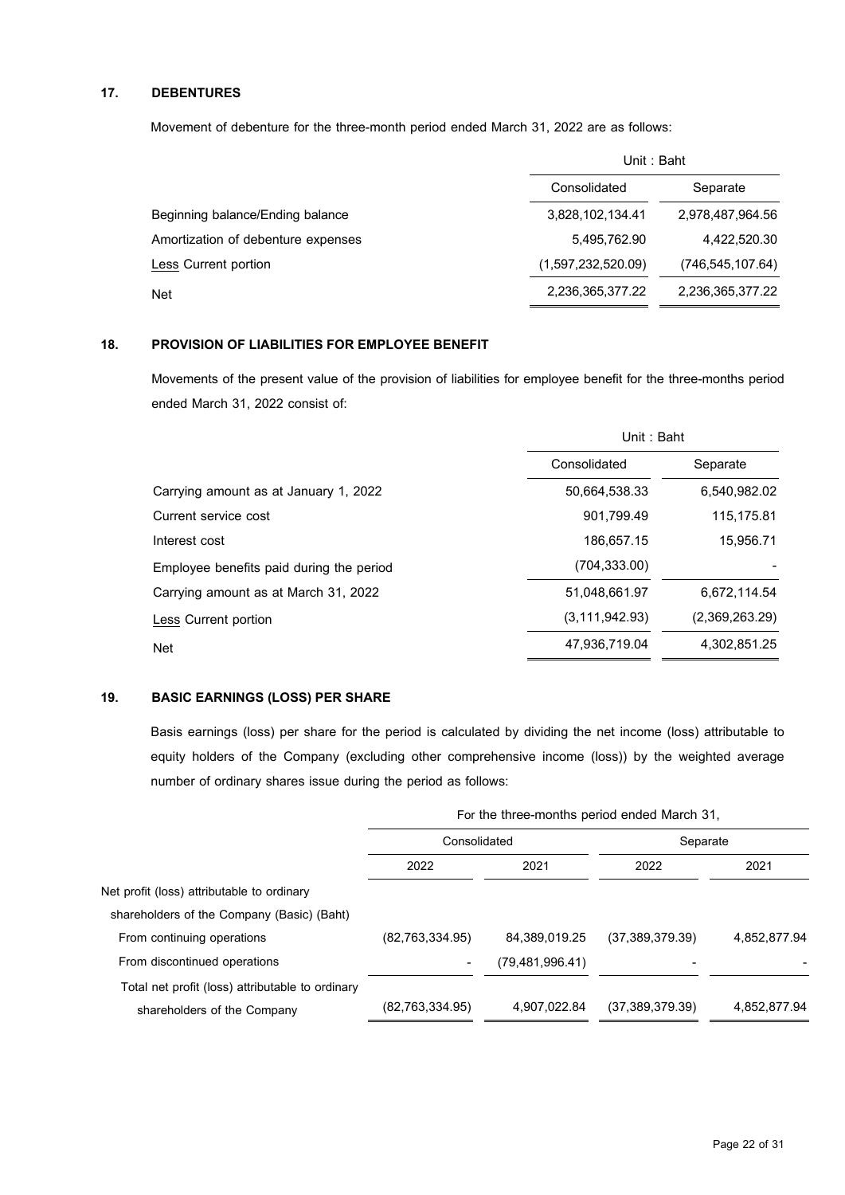## 17. DEBENTURES

Movement of debenture for the three-month period ended March 31, 2022 are as follows:

| | Unit : Baht | |
|---|---|---|
| | Consolidated | Separate |
| Beginning balance/Ending balance | 3,828,102,134.41 | 2,978,487,964.56 |
| Amortization of debenture expenses | 5,495,762.90 | 4,422,520.30 |
| Less Current portion | (1,597,232,520.09) | (746,545,107.64) |
| Net | 2,236,365,377.22 | 2,236,365,377.22 |

## 18. PROVISION OF LIABILITIES FOR EMPLOYEE BENEFIT

Movements of the present value of the provision of liabilities for employee benefit for the three-months period ended March 31, 2022 consist of:

| | Unit : Baht | |
|---|---|---|
| | Consolidated | Separate |
| Carrying amount as at January 1, 2022 | 50,664,538.33 | 6,540,982.02 |
| Current service cost | 901,799.49 | 115,175.81 |
| Interest cost | 186,657.15 | 15,956.71 |
| Employee benefits paid during the period | (704,333.00) | - |
| Carrying amount as at March 31, 2022 | 51,048,661.97 | 6,672,114.54 |
| Less Current portion | (3,111,942.93) | (2,369,263.29) |
| Net | 47,936,719.04 | 4,302,851.25 |

## 19. BASIC EARNINGS (LOSS) PER SHARE

Basis earnings (loss) per share for the period is calculated by dividing the net income (loss) attributable to equity holders of the Company (excluding other comprehensive income (loss)) by the weighted average number of ordinary shares issue during the period as follows:

| | For the three-months period ended March 31, | | | |
|---|---|---|---|---|
| | Consolidated | | Separate | |
| | 2022 | 2021 | 2022 | 2021 |
| Net profit (loss) attributable to ordinary shareholders of the Company (Basic) (Baht) | | | | |
| From continuing operations | (82,763,334.95) | 84,389,019.25 | (37,389,379.39) | 4,852,877.94 |
| From discontinued operations | - | (79,481,996.41) | - | - |
| Total net profit (loss) attributable to ordinary shareholders of the Company | (82,763,334.95) | 4,907,022.84 | (37,389,379.39) | 4,852,877.94 |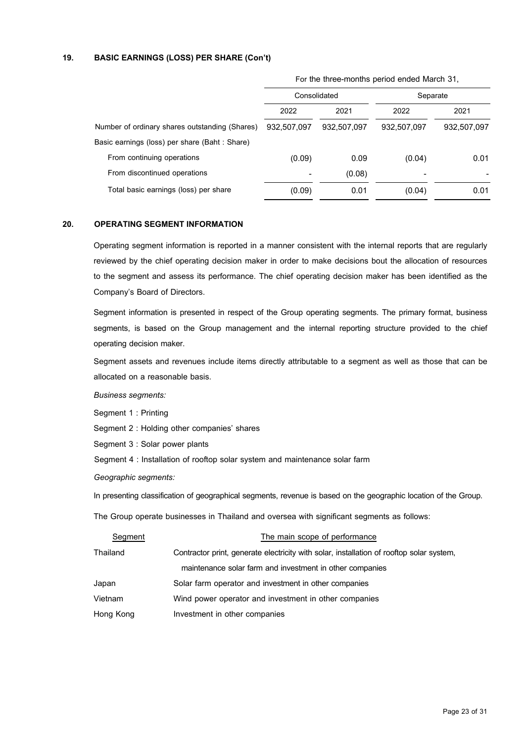## 19. BASIC EARNINGS (LOSS) PER SHARE (Con't)

| | For the three-months period ended March 31, | | | |
|---|---|---|---|---|
| | Consolidated | | Separate | |
| | 2022 | 2021 | 2022 | 2021 |
| Number of ordinary shares outstanding (Shares) | 932,507,097 | 932,507,097 | 932,507,097 | 932,507,097 |
| Basic earnings (loss) per share (Baht : Share) | | | | |
| From continuing operations | (0.09) | 0.09 | (0.04) | 0.01 |
| From discontinued operations | - | (0.08) | - | - |
| Total basic earnings (loss) per share | (0.09) | 0.01 | (0.04) | 0.01 |

## 20. OPERATING SEGMENT INFORMATION

Operating segment information is reported in a manner consistent with the internal reports that are regularly reviewed by the chief operating decision maker in order to make decisions bout the allocation of resources to the segment and assess its performance. The chief operating decision maker has been identified as the Company's Board of Directors.

Segment information is presented in respect of the Group operating segments. The primary format, business segments, is based on the Group management and the internal reporting structure provided to the chief operating decision maker.

Segment assets and revenues include items directly attributable to a segment as well as those that can be allocated on a reasonable basis.

*Business segments:*

Segment 1 : Printing

Segment 2 : Holding other companies' shares

Segment 3 : Solar power plants

Segment 4 : Installation of rooftop solar system and maintenance solar farm

*Geographic segments:*

In presenting classification of geographical segments, revenue is based on the geographic location of the Group.

The Group operate businesses in Thailand and oversea with significant segments as follows:

| Segment | The main scope of performance |
|---|---|
| Thailand | Contractor print, generate electricity with solar, installation of rooftop solar system, maintenance solar farm and investment in other companies |
| Japan | Solar farm operator and investment in other companies |
| Vietnam | Wind power operator and investment in other companies |
| Hong Kong | Investment in other companies |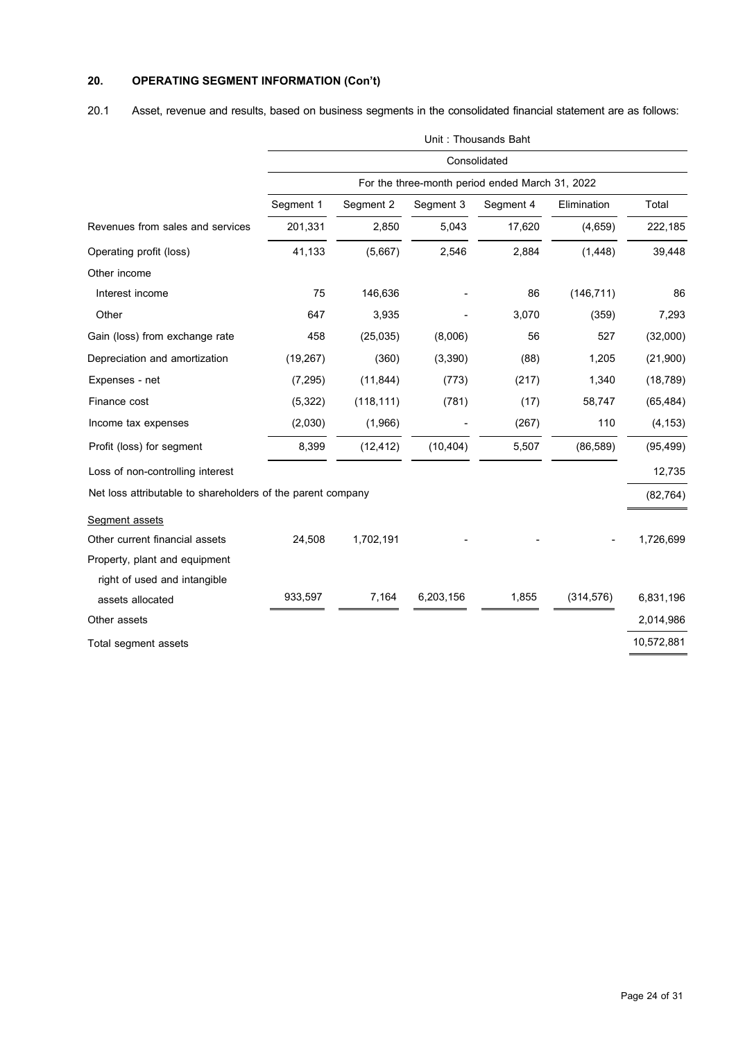## 20. OPERATING SEGMENT INFORMATION (Con't)

20.1 Asset, revenue and results, based on business segments in the consolidated financial statement are as follows:

| | Unit : Thousands Baht | | | | | |
|---|---|---|---|---|---|---|
| | Consolidated | | | | | |
| | For the three-month period ended March 31, 2022 | | | | | |
| | Segment 1 | Segment 2 | Segment 3 | Segment 4 | Elimination | Total |
| Revenues from sales and services | 201,331 | 2,850 | 5,043 | 17,620 | (4,659) | 222,185 |
| Operating profit (loss) | 41,133 | (5,667) | 2,546 | 2,884 | (1,448) | 39,448 |
| Other income | | | | | | |
| Interest income | 75 | 146,636 | - | 86 | (146,711) | 86 |
| Other | 647 | 3,935 | - | 3,070 | (359) | 7,293 |
| Gain (loss) from exchange rate | 458 | (25,035) | (8,006) | 56 | 527 | (32,000) |
| Depreciation and amortization | (19,267) | (360) | (3,390) | (88) | 1,205 | (21,900) |
| Expenses - net | (7,295) | (11,844) | (773) | (217) | 1,340 | (18,789) |
| Finance cost | (5,322) | (118,111) | (781) | (17) | 58,747 | (65,484) |
| Income tax expenses | (2,030) | (1,966) | - | (267) | 110 | (4,153) |
| Profit (loss) for segment | 8,399 | (12,412) | (10,404) | 5,507 | (86,589) | (95,499) |
| Loss of non-controlling interest | | | | | | 12,735 |
| Net loss attributable to shareholders of the parent company | | | | | | (82,764) |
| Segment assets | | | | | | |
| Other current financial assets | 24,508 | 1,702,191 | - | - | - | 1,726,699 |
| Property, plant and equipment right of used and intangible assets allocated | 933,597 | 7,164 | 6,203,156 | 1,855 | (314,576) | 6,831,196 |
| Other assets | | | | | | 2,014,986 |
| Total segment assets | | | | | | 10,572,881 |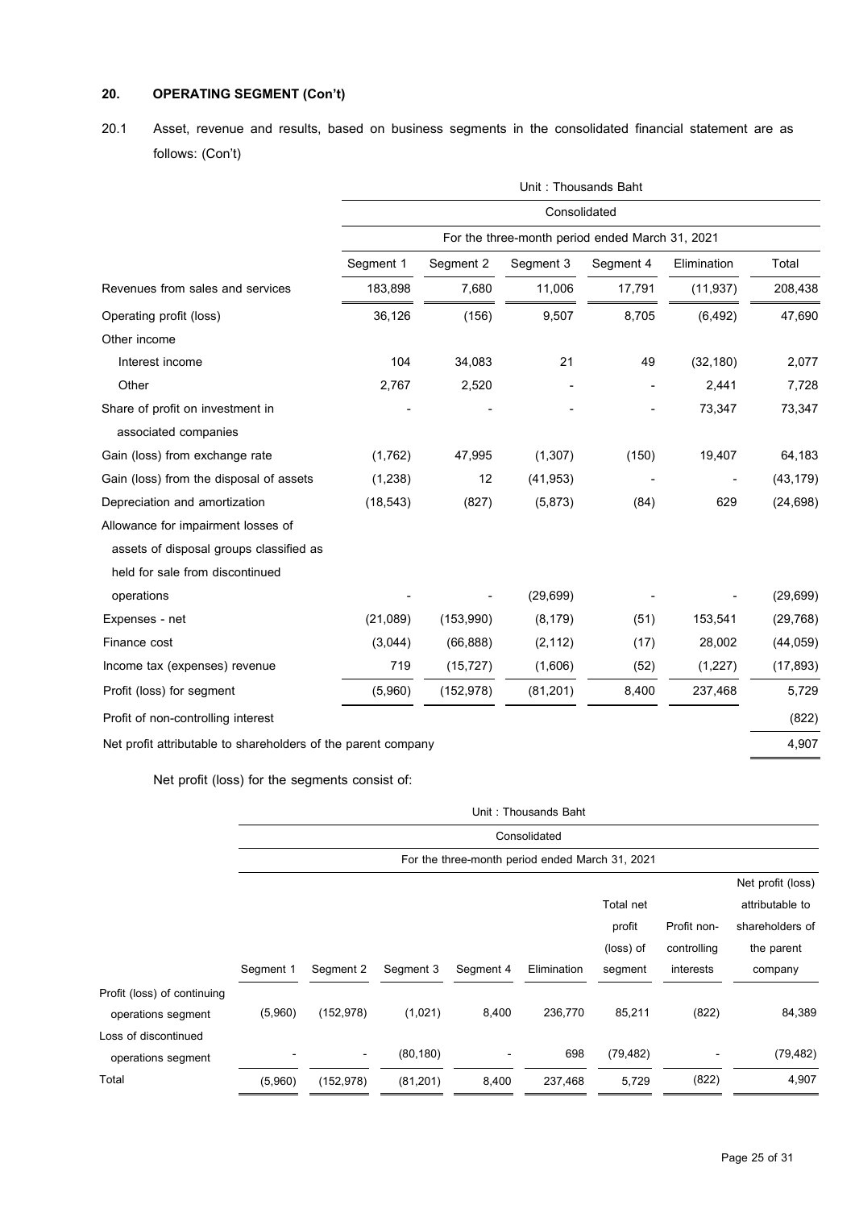## 20. OPERATING SEGMENT (Con't)

20.1 Asset, revenue and results, based on business segments in the consolidated financial statement are as follows: (Con't)

| | Unit : Thousands Baht | | | | | |
|---|---|---|---|---|---|---|
| | Consolidated | | | | | |
| | For the three-month period ended March 31, 2021 | | | | | |
| | Segment 1 | Segment 2 | Segment 3 | Segment 4 | Elimination | Total |
| Revenues from sales and services | 183,898 | 7,680 | 11,006 | 17,791 | (11,937) | 208,438 |
| Operating profit (loss) | 36,126 | (156) | 9,507 | 8,705 | (6,492) | 47,690 |
| Other income | | | | | | |
| Interest income | 104 | 34,083 | 21 | 49 | (32,180) | 2,077 |
| Other | 2,767 | 2,520 | - | - | 2,441 | 7,728 |
| Share of profit on investment in associated companies | - | - | - | - | 73,347 | 73,347 |
| Gain (loss) from exchange rate | (1,762) | 47,995 | (1,307) | (150) | 19,407 | 64,183 |
| Gain (loss) from the disposal of assets | (1,238) | 12 | (41,953) | - | - | (43,179) |
| Depreciation and amortization | (18,543) | (827) | (5,873) | (84) | 629 | (24,698) |
| Allowance for impairment losses of assets of disposal groups classified as held for sale from discontinued operations | - | - | (29,699) | - | - | (29,699) |
| Expenses - net | (21,089) | (153,990) | (8,179) | (51) | 153,541 | (29,768) |
| Finance cost | (3,044) | (66,888) | (2,112) | (17) | 28,002 | (44,059) |
| Income tax (expenses) revenue | 719 | (15,727) | (1,606) | (52) | (1,227) | (17,893) |
| Profit (loss) for segment | (5,960) | (152,978) | (81,201) | 8,400 | 237,468 | 5,729 |
| Profit of non-controlling interest | | | | | | (822) |
| Net profit attributable to shareholders of the parent company | | | | | | 4,907 |

Net profit (loss) for the segments consist of:

| | Unit : Thousands Baht | | | | | | | |
|---|---|---|---|---|---|---|---|---|
| | Consolidated | | | | | | | |
| | For the three-month period ended March 31, 2021 | | | | | | | |
| | Segment 1 | Segment 2 | Segment 3 | Segment 4 | Elimination | Total net profit (loss) of segment | Profit non-controlling interests | Net profit (loss) attributable to shareholders of the parent company |
| Profit (loss) of continuing operations segment | (5,960) | (152,978) | (1,021) | 8,400 | 236,770 | 85,211 | (822) | 84,389 |
| Loss of discontinued operations segment | - | - | (80,180) | - | 698 | (79,482) | - | (79,482) |
| Total | (5,960) | (152,978) | (81,201) | 8,400 | 237,468 | 5,729 | (822) | 4,907 |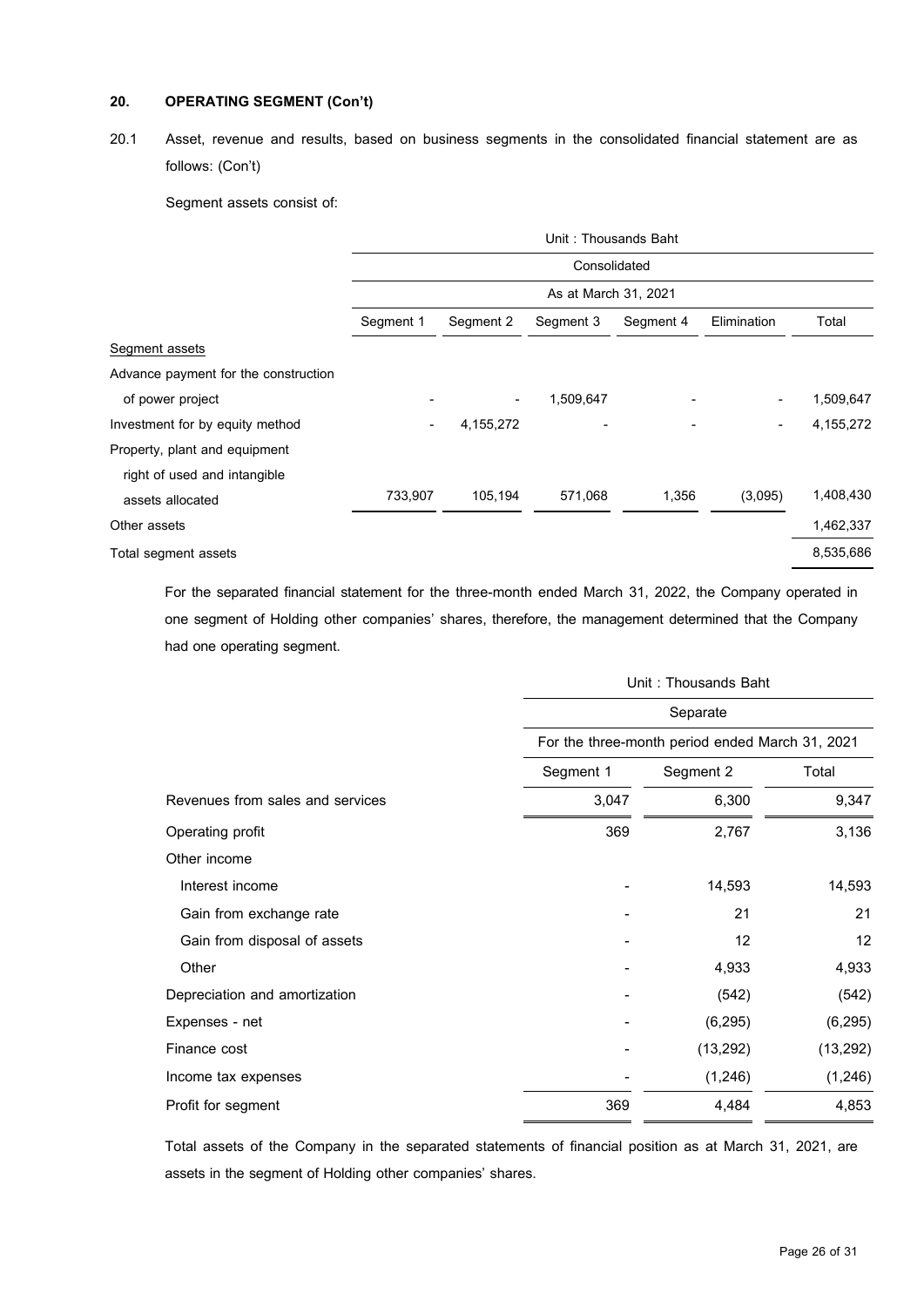## 20. OPERATING SEGMENT (Con't)

20.1 Asset, revenue and results, based on business segments in the consolidated financial statement are as follows: (Con't)

Segment assets consist of:

| | Unit : Thousands Baht | | | | | |
|---|---|---|---|---|---|---|
| | Consolidated | | | | | |
| | As at March 31, 2021 | | | | | |
| | Segment 1 | Segment 2 | Segment 3 | Segment 4 | Elimination | Total |
| Segment assets | | | | | | |
| Advance payment for the construction of power project | - | - | 1,509,647 | - | - | 1,509,647 |
| Investment for by equity method | - | 4,155,272 | - | - | - | 4,155,272 |
| Property, plant and equipment right of used and intangible assets allocated | 733,907 | 105,194 | 571,068 | 1,356 | (3,095) | 1,408,430 |
| Other assets | | | | | | 1,462,337 |
| Total segment assets | | | | | | 8,535,686 |

For the separated financial statement for the three-month ended March 31, 2022, the Company operated in one segment of Holding other companies' shares, therefore, the management determined that the Company had one operating segment.

| | Unit : Thousands Baht | | |
|---|---|---|---|
| | Separate | | |
| | For the three-month period ended March 31, 2021 | | |
| | Segment 1 | Segment 2 | Total |
| Revenues from sales and services | 3,047 | 6,300 | 9,347 |
| Operating profit | 369 | 2,767 | 3,136 |
| Other income | | | |
| Interest income | - | 14,593 | 14,593 |
| Gain from exchange rate | - | 21 | 21 |
| Gain from disposal of assets | - | 12 | 12 |
| Other | - | 4,933 | 4,933 |
| Depreciation and amortization | - | (542) | (542) |
| Expenses - net | - | (6,295) | (6,295) |
| Finance cost | - | (13,292) | (13,292) |
| Income tax expenses | - | (1,246) | (1,246) |
| Profit for segment | 369 | 4,484 | 4,853 |

Total assets of the Company in the separated statements of financial position as at March 31, 2021, are assets in the segment of Holding other companies' shares.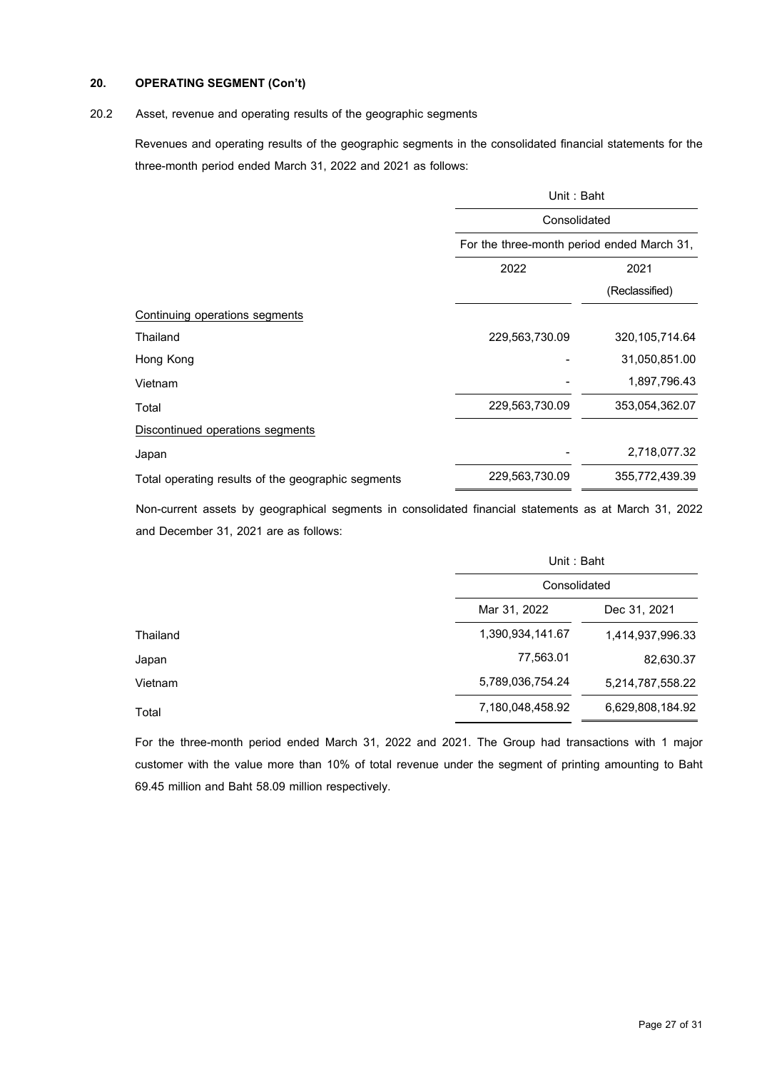## 20. OPERATING SEGMENT (Con't)

### 20.2 Asset, revenue and operating results of the geographic segments

Revenues and operating results of the geographic segments in the consolidated financial statements for the three-month period ended March 31, 2022 and 2021 as follows:

| | Unit : Baht | |
|---|---|---|
| | Consolidated | |
| | For the three-month period ended March 31, | |
| | 2022 | 2021 (Reclassified) |
| Continuing operations segments | | |
| Thailand | 229,563,730.09 | 320,105,714.64 |
| Hong Kong | - | 31,050,851.00 |
| Vietnam | - | 1,897,796.43 |
| Total | 229,563,730.09 | 353,054,362.07 |
| Discontinued operations segments | | |
| Japan | - | 2,718,077.32 |
| Total operating results of the geographic segments | 229,563,730.09 | 355,772,439.39 |

Non-current assets by geographical segments in consolidated financial statements as at March 31, 2022 and December 31, 2021 are as follows:

| | Unit : Baht | |
|---|---|---|
| | Consolidated | |
| | Mar 31, 2022 | Dec 31, 2021 |
| Thailand | 1,390,934,141.67 | 1,414,937,996.33 |
| Japan | 77,563.01 | 82,630.37 |
| Vietnam | 5,789,036,754.24 | 5,214,787,558.22 |
| Total | 7,180,048,458.92 | 6,629,808,184.92 |

For the three-month period ended March 31, 2022 and 2021. The Group had transactions with 1 major customer with the value more than 10% of total revenue under the segment of printing amounting to Baht 69.45 million and Baht 58.09 million respectively.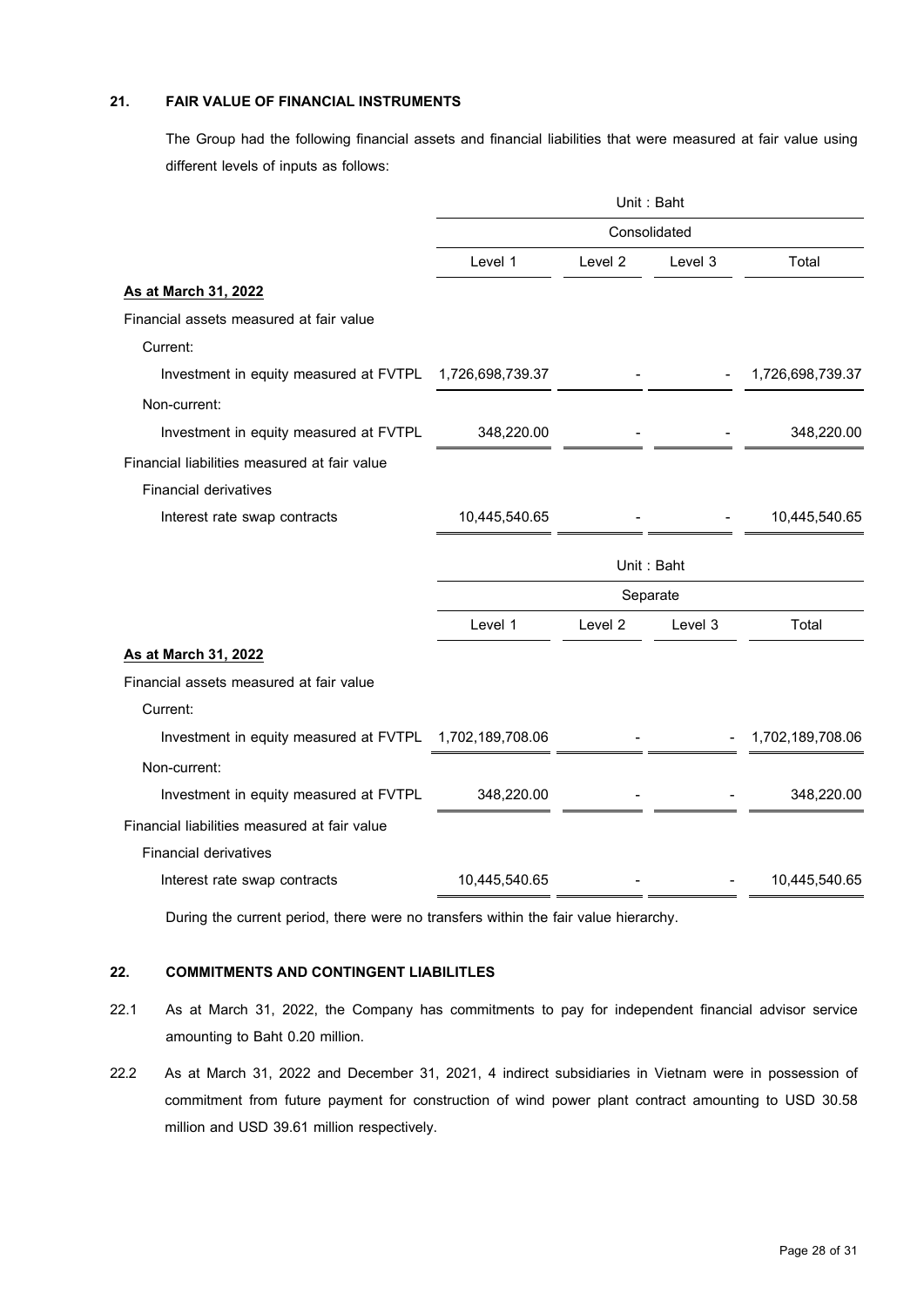## 21. FAIR VALUE OF FINANCIAL INSTRUMENTS

The Group had the following financial assets and financial liabilities that were measured at fair value using different levels of inputs as follows:

| | Unit : Baht | | | |
|---|---|---|---|---|
| | Consolidated | | | |
| | Level 1 | Level 2 | Level 3 | Total |
| **As at March 31, 2022** | | | | |
| Financial assets measured at fair value | | | | |
| Current: | | | | |
| Investment in equity measured at FVTPL | 1,726,698,739.37 | - | - | 1,726,698,739.37 |
| Non-current: | | | | |
| Investment in equity measured at FVTPL | 348,220.00 | - | - | 348,220.00 |
| Financial liabilities measured at fair value | | | | |
| Financial derivatives | | | | |
| Interest rate swap contracts | 10,445,540.65 | - | - | 10,445,540.65 |

| | Unit : Baht | | | |
|---|---|---|---|---|
| | Separate | | | |
| | Level 1 | Level 2 | Level 3 | Total |
| **As at March 31, 2022** | | | | |
| Financial assets measured at fair value | | | | |
| Current: | | | | |
| Investment in equity measured at FVTPL | 1,702,189,708.06 | - | - | 1,702,189,708.06 |
| Non-current: | | | | |
| Investment in equity measured at FVTPL | 348,220.00 | - | - | 348,220.00 |
| Financial liabilities measured at fair value | | | | |
| Financial derivatives | | | | |
| Interest rate swap contracts | 10,445,540.65 | - | - | 10,445,540.65 |

During the current period, there were no transfers within the fair value hierarchy.

## 22. COMMITMENTS AND CONTINGENT LIABILITLES

22.1 As at March 31, 2022, the Company has commitments to pay for independent financial advisor service amounting to Baht 0.20 million.

22.2 As at March 31, 2022 and December 31, 2021, 4 indirect subsidiaries in Vietnam were in possession of commitment from future payment for construction of wind power plant contract amounting to USD 30.58 million and USD 39.61 million respectively.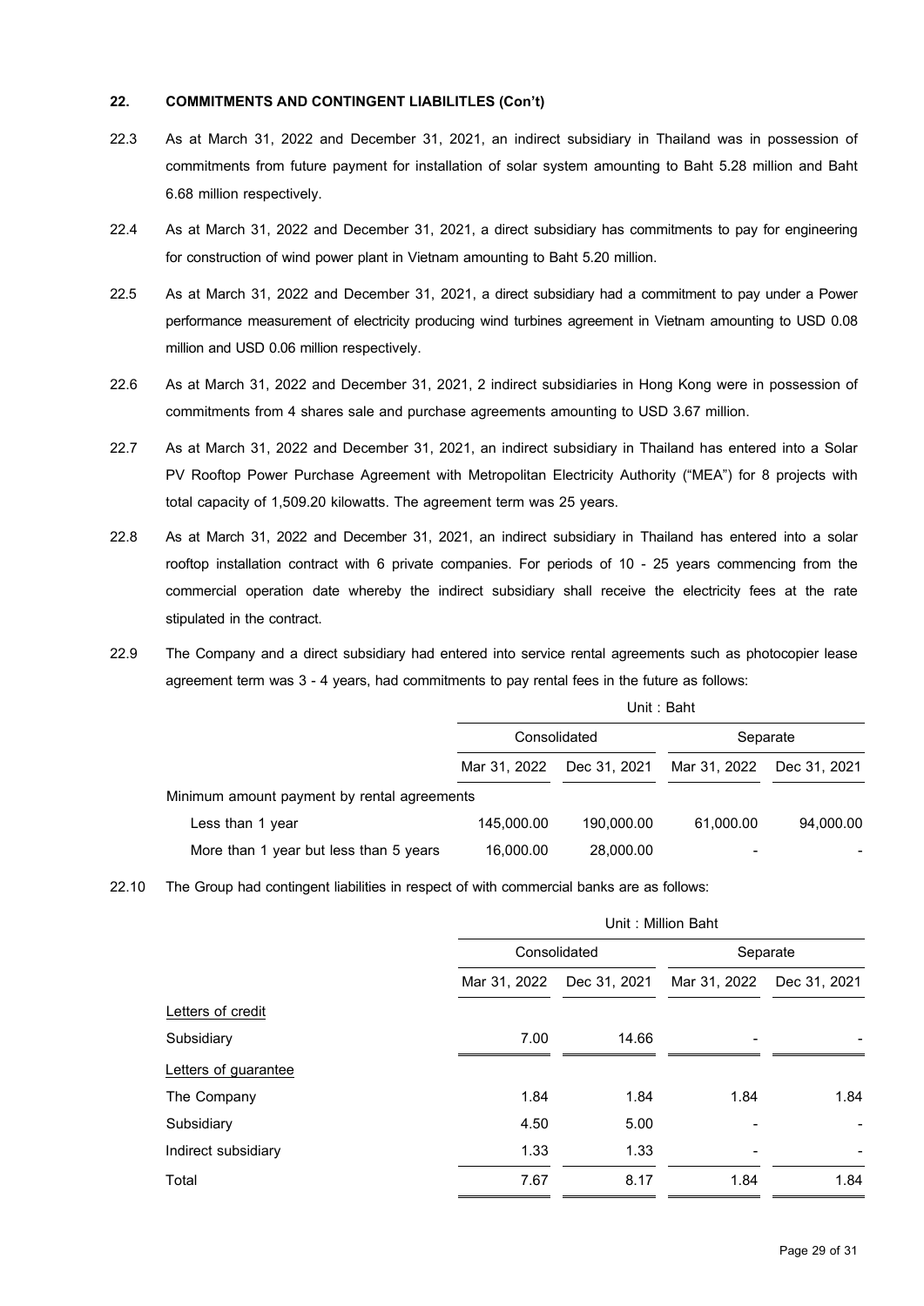**22. COMMITMENTS AND CONTINGENT LIABILITLES (Con't)**

22.3 As at March 31, 2022 and December 31, 2021, an indirect subsidiary in Thailand was in possession of commitments from future payment for installation of solar system amounting to Baht 5.28 million and Baht 6.68 million respectively.

22.4 As at March 31, 2022 and December 31, 2021, a direct subsidiary has commitments to pay for engineering for construction of wind power plant in Vietnam amounting to Baht 5.20 million.

22.5 As at March 31, 2022 and December 31, 2021, a direct subsidiary had a commitment to pay under a Power performance measurement of electricity producing wind turbines agreement in Vietnam amounting to USD 0.08 million and USD 0.06 million respectively.

22.6 As at March 31, 2022 and December 31, 2021, 2 indirect subsidiaries in Hong Kong were in possession of commitments from 4 shares sale and purchase agreements amounting to USD 3.67 million.

22.7 As at March 31, 2022 and December 31, 2021, an indirect subsidiary in Thailand has entered into a Solar PV Rooftop Power Purchase Agreement with Metropolitan Electricity Authority ("MEA") for 8 projects with total capacity of 1,509.20 kilowatts. The agreement term was 25 years.

22.8 As at March 31, 2022 and December 31, 2021, an indirect subsidiary in Thailand has entered into a solar rooftop installation contract with 6 private companies. For periods of 10 - 25 years commencing from the commercial operation date whereby the indirect subsidiary shall receive the electricity fees at the rate stipulated in the contract.

22.9 The Company and a direct subsidiary had entered into service rental agreements such as photocopier lease agreement term was 3 - 4 years, had commitments to pay rental fees in the future as follows:

| | Unit : Baht | | | |
|---|---|---|---|---|
| | Consolidated | | Separate | |
| | Mar 31, 2022 | Dec 31, 2021 | Mar 31, 2022 | Dec 31, 2021 |
| Minimum amount payment by rental agreements | | | | |
| Less than 1 year | 145,000.00 | 190,000.00 | 61,000.00 | 94,000.00 |
| More than 1 year but less than 5 years | 16,000.00 | 28,000.00 | - | - |

22.10 The Group had contingent liabilities in respect of with commercial banks are as follows:

| | Unit : Million Baht | | | |
|---|---|---|---|---|
| | Consolidated | | Separate | |
| | Mar 31, 2022 | Dec 31, 2021 | Mar 31, 2022 | Dec 31, 2021 |
| Letters of credit | | | | |
| Subsidiary | 7.00 | 14.66 | - | - |
| Letters of guarantee | | | | |
| The Company | 1.84 | 1.84 | 1.84 | 1.84 |
| Subsidiary | 4.50 | 5.00 | - | - |
| Indirect subsidiary | 1.33 | 1.33 | - | - |
| Total | 7.67 | 8.17 | 1.84 | 1.84 |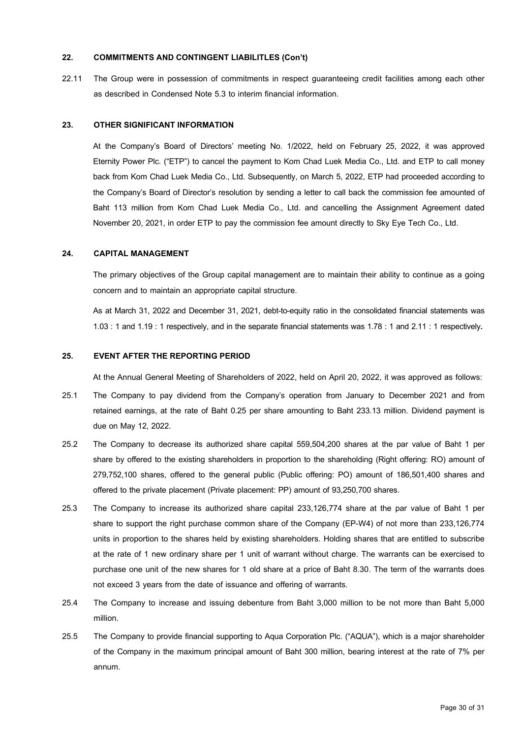## 22. COMMITMENTS AND CONTINGENT LIABILITLES (Con't)

22.11 The Group were in possession of commitments in respect guaranteeing credit facilities among each other as described in Condensed Note 5.3 to interim financial information.

## 23. OTHER SIGNIFICANT INFORMATION

At the Company's Board of Directors' meeting No. 1/2022, held on February 25, 2022, it was approved Eternity Power Plc. ("ETP") to cancel the payment to Kom Chad Luek Media Co., Ltd. and ETP to call money back from Kom Chad Luek Media Co., Ltd. Subsequently, on March 5, 2022, ETP had proceeded according to the Company's Board of Director's resolution by sending a letter to call back the commission fee amounted of Baht 113 million from Kom Chad Luek Media Co., Ltd. and cancelling the Assignment Agreement dated November 20, 2021, in order ETP to pay the commission fee amount directly to Sky Eye Tech Co., Ltd.

## 24. CAPITAL MANAGEMENT

The primary objectives of the Group capital management are to maintain their ability to continue as a going concern and to maintain an appropriate capital structure.

As at March 31, 2022 and December 31, 2021, debt-to-equity ratio in the consolidated financial statements was 1.03 : 1 and 1.19 : 1 respectively, and in the separate financial statements was 1.78 : 1 and 2.11 : 1 respectively**.**

## 25. EVENT AFTER THE REPORTING PERIOD

At the Annual General Meeting of Shareholders of 2022, held on April 20, 2022, it was approved as follows:

25.1 The Company to pay dividend from the Company's operation from January to December 2021 and from retained earnings, at the rate of Baht 0.25 per share amounting to Baht 233.13 million. Dividend payment is due on May 12, 2022.

25.2 The Company to decrease its authorized share capital 559,504,200 shares at the par value of Baht 1 per share by offered to the existing shareholders in proportion to the shareholding (Right offering: RO) amount of 279,752,100 shares, offered to the general public (Public offering: PO) amount of 186,501,400 shares and offered to the private placement (Private placement: PP) amount of 93,250,700 shares.

25.3 The Company to increase its authorized share capital 233,126,774 share at the par value of Baht 1 per share to support the right purchase common share of the Company (EP-W4) of not more than 233,126,774 units in proportion to the shares held by existing shareholders. Holding shares that are entitled to subscribe at the rate of 1 new ordinary share per 1 unit of warrant without charge. The warrants can be exercised to purchase one unit of the new shares for 1 old share at a price of Baht 8.30. The term of the warrants does not exceed 3 years from the date of issuance and offering of warrants.

25.4 The Company to increase and issuing debenture from Baht 3,000 million to be not more than Baht 5,000 million.

25.5 The Company to provide financial supporting to Aqua Corporation Plc. ("AQUA"), which is a major shareholder of the Company in the maximum principal amount of Baht 300 million, bearing interest at the rate of 7% per annum.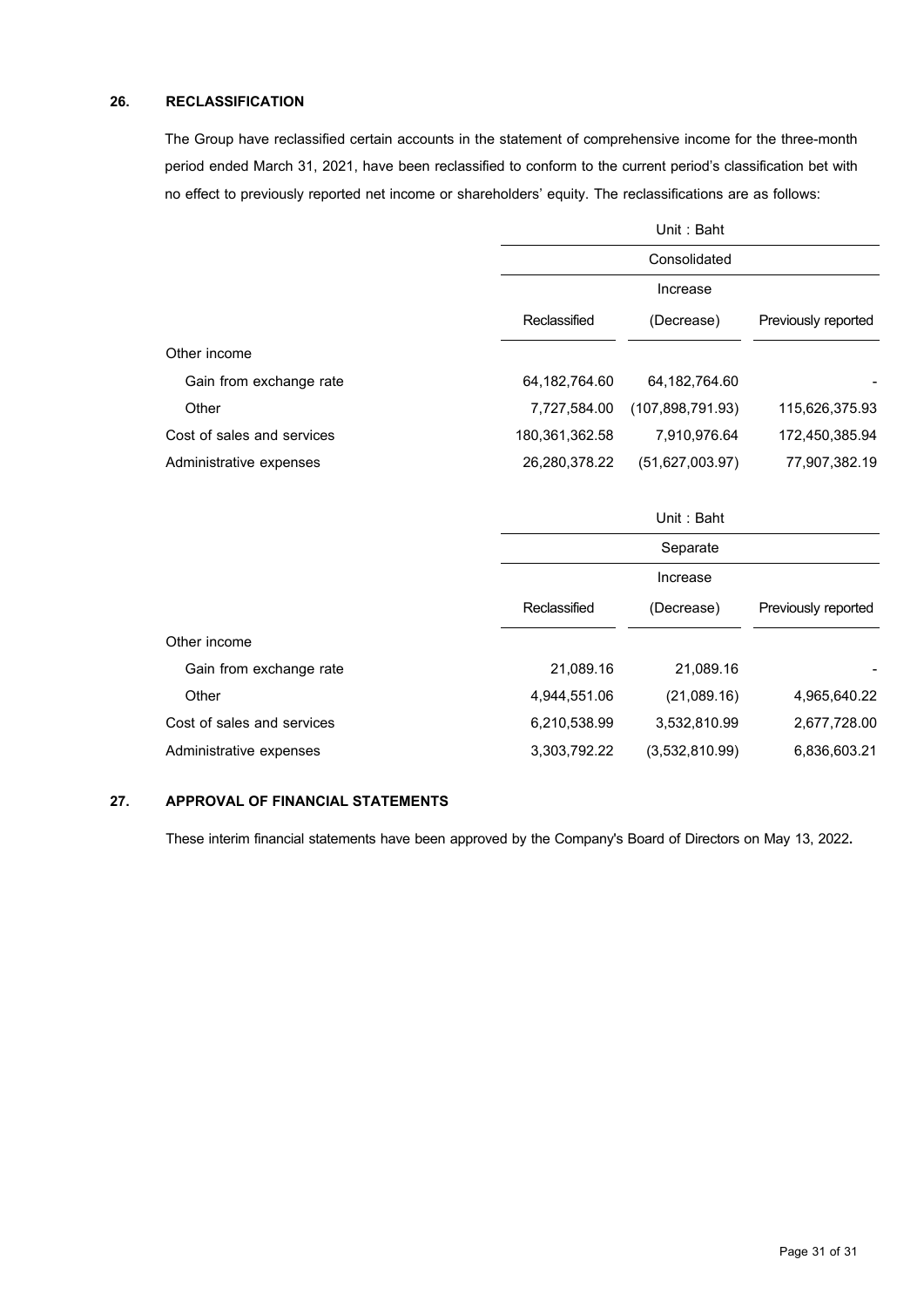## 26. RECLASSIFICATION

The Group have reclassified certain accounts in the statement of comprehensive income for the three-month period ended March 31, 2021, have been reclassified to conform to the current period's classification bet with no effect to previously reported net income or shareholders' equity. The reclassifications are as follows:

| | Unit : Baht | | |
|---|---|---|---|
| | Consolidated | | |
| | | Increase | |
| | Reclassified | (Decrease) | Previously reported |
| Other income | | | |
| Gain from exchange rate | 64,182,764.60 | 64,182,764.60 | - |
| Other | 7,727,584.00 | (107,898,791.93) | 115,626,375.93 |
| Cost of sales and services | 180,361,362.58 | 7,910,976.64 | 172,450,385.94 |
| Administrative expenses | 26,280,378.22 | (51,627,003.97) | 77,907,382.19 |

| | Unit : Baht | | |
|---|---|---|---|
| | Separate | | |
| | | Increase | |
| | Reclassified | (Decrease) | Previously reported |
| Other income | | | |
| Gain from exchange rate | 21,089.16 | 21,089.16 | - |
| Other | 4,944,551.06 | (21,089.16) | 4,965,640.22 |
| Cost of sales and services | 6,210,538.99 | 3,532,810.99 | 2,677,728.00 |
| Administrative expenses | 3,303,792.22 | (3,532,810.99) | 6,836,603.21 |

## 27. APPROVAL OF FINANCIAL STATEMENTS

These interim financial statements have been approved by the Company's Board of Directors on May 13, 2022**.**